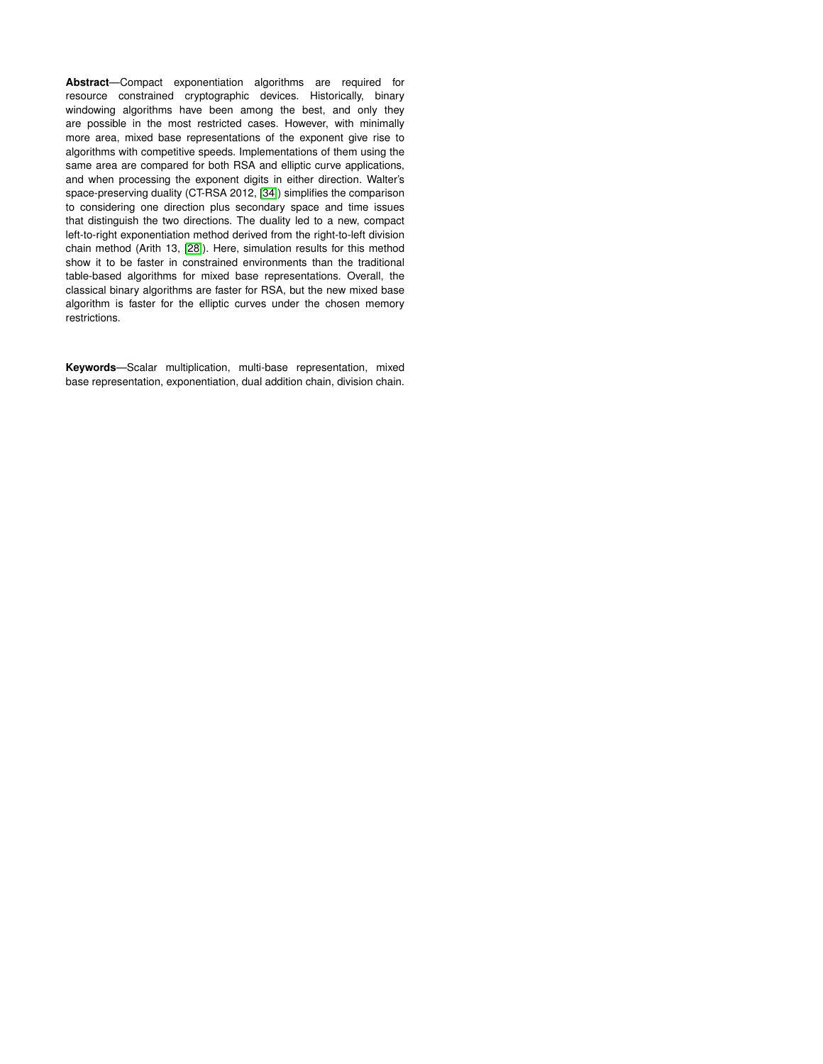**Abstract**—Compact exponentiation algorithms are required for resource constrained cryptographic devices. Historically, binary windowing algorithms have been among the best, and only they are possible in the most restricted cases. However, with minimally more area, mixed base representations of the exponent give rise to algorithms with competitive speeds. Implementations of them using the same area are compared for both RSA and elliptic curve applications, and when processing the exponent digits in either direction. Walter's space-preserving duality (CT-RSA 2012, [34]) simplifies the comparison to considering one direction plus secondary space and time issues that distinguish the two directions. The duality led to a new, compact left-to-right exponentiation method derived from the right-to-left division chain method (Arith 13, [28]). Here, simulation results for this method show it to be faster in constrained environments than the traditional table-based algorithms for mixed base representations. Overall, the classical binary algorithms are faster for RSA, but the new mixed base algorithm is faster for the elliptic curves under the chosen memory restrictions.

**Keywords**—Scalar multiplication, multi-base representation, mixed base representation, exponentiation, dual addition chain, division chain.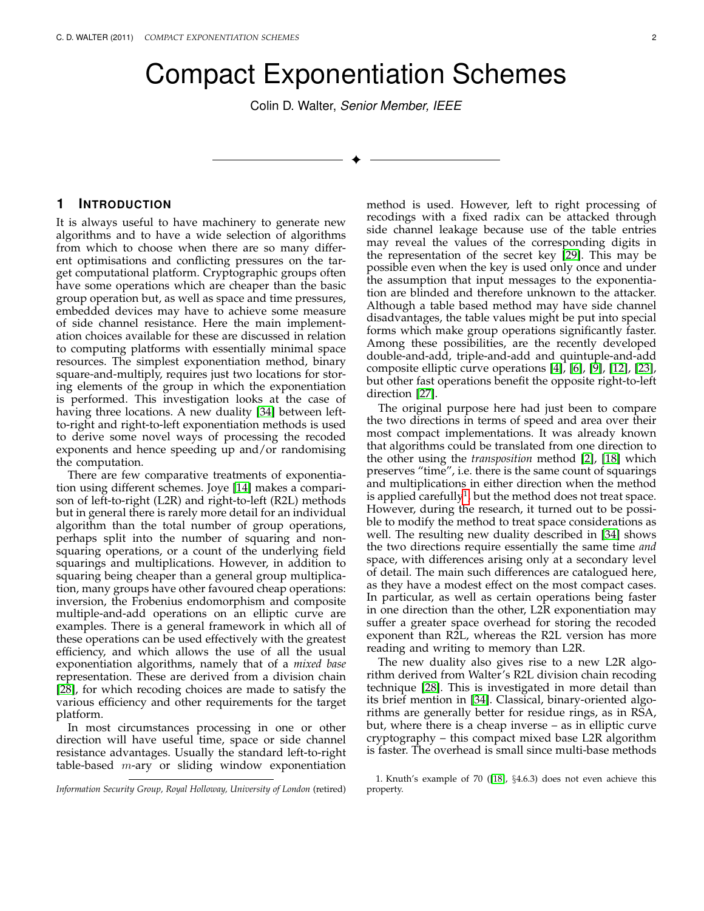# Compact Exponentiation Schemes

Colin D. Walter, *Senior Member, IEEE*

## 1 Introduction

It is always useful to have machinery to generate new algorithms and to have a wide selection of algorithms from which to choose when there are so many different optimisations and conflicting pressures on the target computational platform. Cryptographic groups often have some operations which are cheaper than the basic group operation but, as well as space and time pressures, embedded devices may have to achieve some measure of side channel resistance. Here the main implementation choices available for these are discussed in relation to computing platforms with essentially minimal space resources. The simplest exponentiation method, binary square-and-multiply, requires just two locations for storing elements of the group in which the exponentiation is performed. This investigation looks at the case of having three locations. A new duality [34] between left-to-right and right-to-left exponentiation methods is used to derive some novel ways of processing the recoded exponents and hence speeding up and/or randomising the computation.

There are few comparative treatments of exponentiation using different schemes. Joye [14] makes a comparison of left-to-right (L2R) and right-to-left (R2L) methods but in general there is rarely more detail for an individual algorithm than the total number of group operations, perhaps split into the number of squaring and non-squaring operations, or a count of the underlying field squarings and multiplications. However, in addition to squaring being cheaper than a general group multiplication, many groups have other favoured cheap operations: inversion, the Frobenius endomorphism and composite multiple-and-add operations on an elliptic curve are examples. There is a general framework in which all of these operations can be used effectively with the greatest efficiency, and which allows the use of all the usual exponentiation algorithms, namely that of a *mixed base* representation. These are derived from a division chain [28], for which recoding choices are made to satisfy the various efficiency and other requirements for the target platform.

In most circumstances processing in one or other direction will have useful time, space or side channel resistance advantages. Usually the standard left-to-right table-based $m$-ary or sliding window exponentiation method is used. However, left to right processing of recodings with a fixed radix can be attacked through side channel leakage because use of the table entries may reveal the values of the corresponding digits in the representation of the secret key [29]. This may be possible even when the key is used only once and under the assumption that input messages to the exponentiation are blinded and therefore unknown to the attacker. Although a table based method may have side channel disadvantages, the table values might be put into special forms which make group operations significantly faster. Among these possibilities, are the recently developed double-and-add, triple-and-add and quintuple-and-add composite elliptic curve operations [4], [6], [9], [12], [23], but other fast operations benefit the opposite right-to-left direction [27].

The original purpose here had just been to compare the two directions in terms of speed and area over their most compact implementations. It was already known that algorithms could be translated from one direction to the other using the *transposition* method [2], [18] which preserves "time", i.e. there is the same count of squarings and multiplications in either direction when the method is applied carefully[1], but the method does not treat space. However, during the research, it turned out to be possible to modify the method to treat space considerations as well. The resulting new duality described in [34] shows the two directions require essentially the same time *and* space, with differences arising only at a secondary level of detail. The main such differences are catalogued here, as they have a modest effect on the most compact cases. In particular, as well as certain operations being faster in one direction than the other, L2R exponentiation may suffer a greater space overhead for storing the recoded exponent than R2L, whereas the R2L version has more reading and writing to memory than L2R.

The new duality also gives rise to a new L2R algorithm derived from Walter's R2L division chain recoding technique [28]. This is investigated in more detail than its brief mention in [34]. Classical, binary-oriented algorithms are generally better for residue rings, as in RSA, but, where there is a cheap inverse – as in elliptic curve cryptography – this compact mixed base L2R algorithm is faster. The overhead is small since multi-base methods

1. Knuth's example of 70 ([18], §4.6.3) does not even achieve this property.

*Information Security Group, Royal Holloway, University of London* (retired)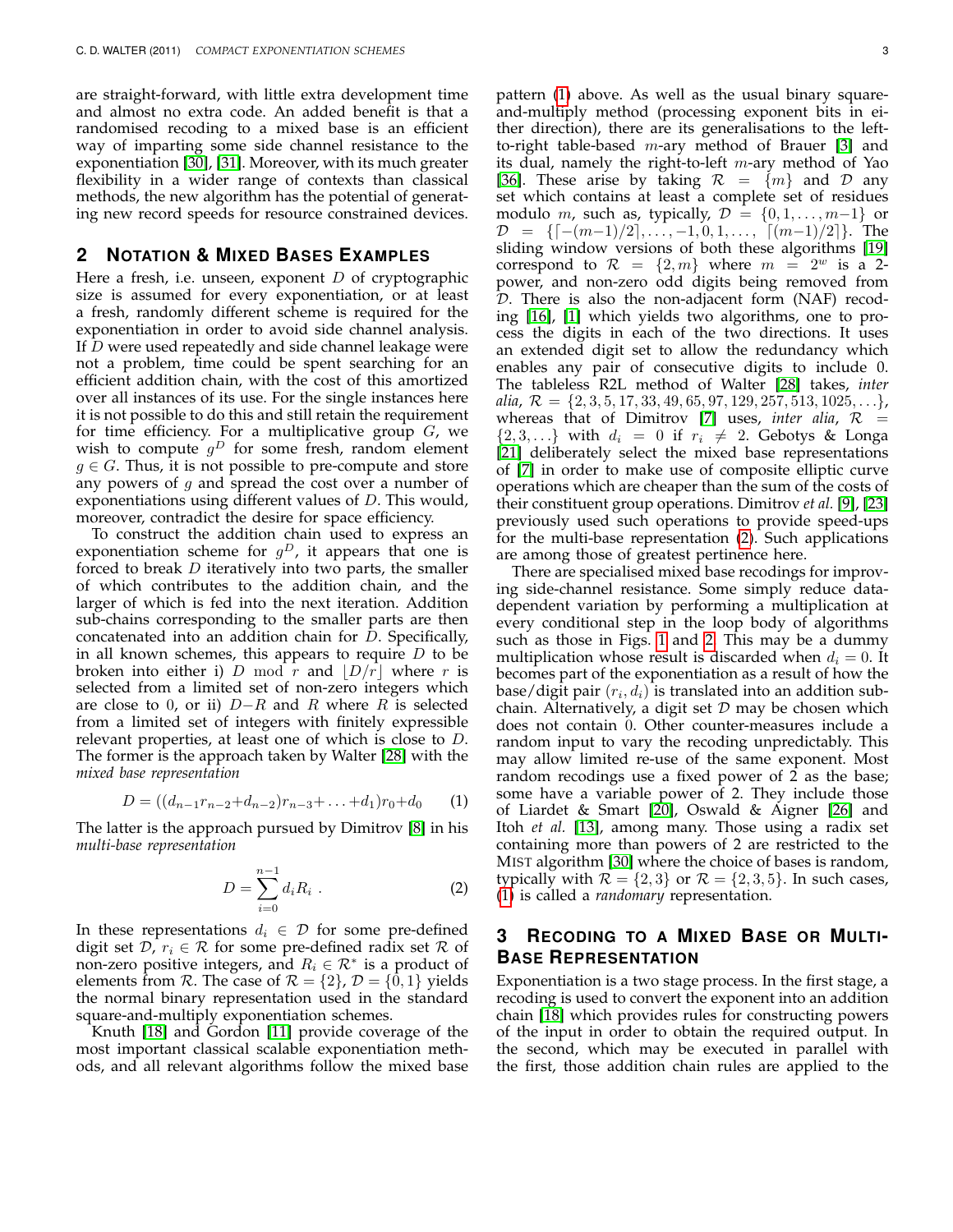are straight-forward, with little extra development time and almost no extra code. An added benefit is that a randomised recoding to a mixed base is an efficient way of imparting some side channel resistance to the exponentiation [30], [31]. Moreover, with its much greater flexibility in a wider range of contexts than classical methods, the new algorithm has the potential of generating new record speeds for resource constrained devices.

## 2 Notation & Mixed Bases Examples

Here a fresh, i.e. unseen, exponent $D$ of cryptographic size is assumed for every exponentiation, or at least a fresh, randomly different scheme is required for the exponentiation in order to avoid side channel analysis. If $D$ were used repeatedly and side channel leakage were not a problem, time could be spent searching for an efficient addition chain, with the cost of this amortized over all instances of its use. For the single instances here it is not possible to do this and still retain the requirement for time efficiency. For a multiplicative group $G$, we wish to compute $g^D$ for some fresh, random element $g \in G$. Thus, it is not possible to pre-compute and store any powers of $g$ and spread the cost over a number of exponentiations using different values of $D$. This would, moreover, contradict the desire for space efficiency.

To construct the addition chain used to express an exponentiation scheme for $g^D$, it appears that one is forced to break $D$ iteratively into two parts, the smaller of which contributes to the addition chain, and the larger of which is fed into the next iteration. Addition sub-chains corresponding to the smaller parts are then concatenated into an addition chain for $D$. Specifically, in all known schemes, this appears to require $D$ to be broken into either i) $D \bmod r$ and $\lfloor D/r \rfloor$ where $r$ is selected from a limited set of non-zero integers which are close to 0, or ii) $D-R$ and $R$ where $R$ is selected from a limited set of integers with finitely expressible relevant properties, at least one of which is close to $D$. The former is the approach taken by Walter [28] with the *mixed base representation*

$$D = ((d_{n-1}r_{n-2}+d_{n-2})r_{n-3}+\ldots+d_1)r_0+d_0 \qquad (1)$$

The latter is the approach pursued by Dimitrov [8] in his *multi-base representation*

$$D = \sum_{i=0}^{n-1} d_i R_i \ . \qquad (2)$$

In these representations $d_i \in \mathcal{D}$ for some pre-defined digit set $\mathcal{D}$, $r_i \in \mathcal{R}$ for some pre-defined radix set $\mathcal{R}$ of non-zero positive integers, and $R_i \in \mathcal{R}^*$ is a product of elements from $\mathcal{R}$. The case of $\mathcal{R} = \{2\}$, $\mathcal{D} = \{0, 1\}$ yields the normal binary representation used in the standard square-and-multiply exponentiation schemes.

Knuth [18] and Gordon [11] provide coverage of the most important classical scalable exponentiation methods, and all relevant algorithms follow the mixed base pattern (1) above. As well as the usual binary square-and-multiply method (processing exponent bits in either direction), there are its generalisations to the left-to-right table-based $m$-ary method of Brauer [3] and its dual, namely the right-to-left $m$-ary method of Yao [36]. These arise by taking $\mathcal{R} = \{m\}$ and $\mathcal{D}$ any set which contains at least a complete set of residues modulo $m$, such as, typically, $\mathcal{D} = \{0, 1, \ldots, m-1\}$ or $\mathcal{D} = \{\lceil -(m-1)/2 \rceil, \ldots, -1, 0, 1, \ldots, \lceil (m-1)/2 \rceil\}$. The sliding window versions of both these algorithms [19] correspond to $\mathcal{R} = \{2, m\}$ where $m = 2^w$ is a 2-power, and non-zero odd digits being removed from $\mathcal{D}$. There is also the non-adjacent form (NAF) recoding [16], [1] which yields two algorithms, one to process the digits in each of the two directions. It uses an extended digit set to allow the redundancy which enables any pair of consecutive digits to include 0. The tableless R2L method of Walter [28] takes, *inter alia*, $\mathcal{R} = \{2, 3, 5, 17, 33, 49, 65, 97, 129, 257, 513, 1025, \ldots\}$, whereas that of Dimitrov [7] uses, *inter alia*, $\mathcal{R} = \{2, 3, \ldots\}$ with $d_i = 0$ if $r_i \neq 2$. Gebotys & Longa [21] deliberately select the mixed base representations of [7] in order to make use of composite elliptic curve operations which are cheaper than the sum of the costs of their constituent group operations. Dimitrov *et al.* [9], [23] previously used such operations to provide speed-ups for the multi-base representation (2). Such applications are among those of greatest pertinence here.

There are specialised mixed base recodings for improving side-channel resistance. Some simply reduce data-dependent variation by performing a multiplication at every conditional step in the loop body of algorithms such as those in Figs. 1 and 2. This may be a dummy multiplication whose result is discarded when $d_i = 0$. It becomes part of the exponentiation as a result of how the base/digit pair $(r_i, d_i)$ is translated into an addition sub-chain. Alternatively, a digit set $\mathcal{D}$ may be chosen which does not contain 0. Other counter-measures include a random input to vary the recoding unpredictably. This may allow limited re-use of the same exponent. Most random recodings use a fixed power of 2 as the base; some have a variable power of 2. They include those of Liardet & Smart [20], Oswald & Aigner [26] and Itoh *et al.* [13], among many. Those using a radix set containing more than powers of 2 are restricted to the MIST algorithm [30] where the choice of bases is random, typically with $\mathcal{R} = \{2, 3\}$ or $\mathcal{R} = \{2, 3, 5\}$. In such cases, (1) is called a *randomary* representation.

## 3 Recoding to a Mixed Base or Multi-Base Representation

Exponentiation is a two stage process. In the first stage, a recoding is used to convert the exponent into an addition chain [18] which provides rules for constructing powers of the input in order to obtain the required output. In the second, which may be executed in parallel with the first, those addition chain rules are applied to the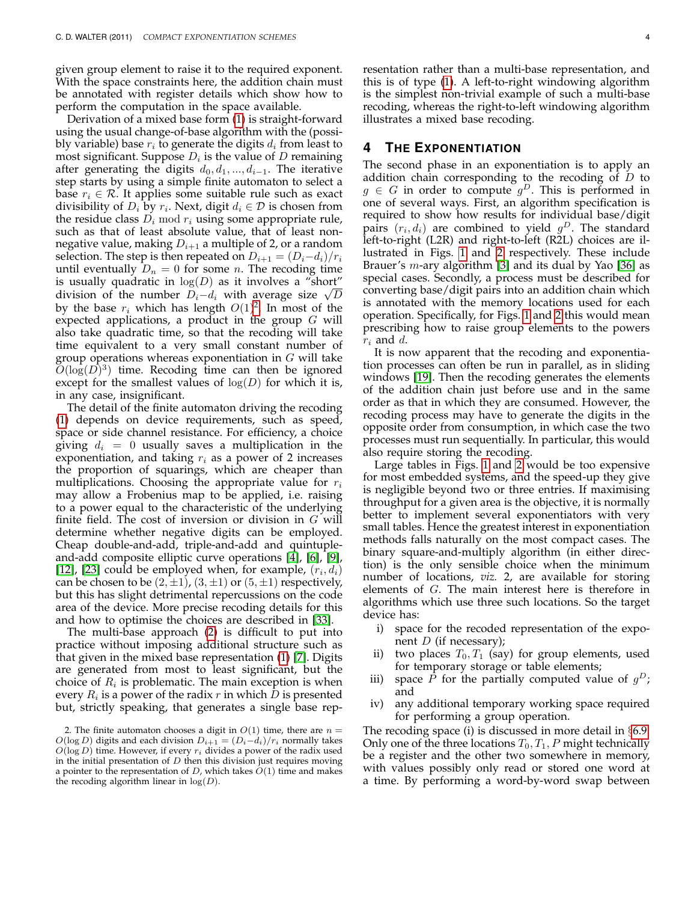given group element to raise it to the required exponent. With the space constraints here, the addition chain must be annotated with register details which show how to perform the computation in the space available.

Derivation of a mixed base form (1) is straight-forward using the usual change-of-base algorithm with the (possibly variable) base $r_i$ to generate the digits $d_i$ from least to most significant. Suppose $D_i$ is the value of $D$ remaining after generating the digits $d_0, d_1, ..., d_{i-1}$. The iterative step starts by using a simple finite automaton to select a base $r_i \in \mathcal{R}$. It applies some suitable rule such as exact divisibility of $D_i$ by $r_i$. Next, digit $d_i \in \mathcal{D}$ is chosen from the residue class $D_i \bmod r_i$ using some appropriate rule, such as that of least absolute value, that of least non-negative value, making $D_{i+1}$ a multiple of 2, or a random selection. The step is then repeated on $D_{i+1} = (D_i - d_i)/r_i$ until eventually $D_n = 0$ for some $n$. The recoding time is usually quadratic in $\log(D)$ as it involves a "short" division of the number $D_i - d_i$ with average size $\sqrt{D}$ by the base $r_i$ which has length $O(1)$[2]. In most of the expected applications, a product in the group $G$ will also take quadratic time, so that the recoding will take time equivalent to a very small constant number of group operations whereas exponentiation in $G$ will take $O(\log(D)^3)$ time. Recoding time can then be ignored except for the smallest values of $\log(D)$ for which it is, in any case, insignificant.

The detail of the finite automaton driving the recoding (1) depends on device requirements, such as speed, space or side channel resistance. For efficiency, a choice giving $d_i = 0$ usually saves a multiplication in the exponentiation, and taking $r_i$ as a power of 2 increases the proportion of squarings, which are cheaper than multiplications. Choosing the appropriate value for $r_i$ may allow a Frobenius map to be applied, i.e. raising to a power equal to the characteristic of the underlying finite field. The cost of inversion or division in $G$ will determine whether negative digits can be employed. Cheap double-and-add, triple-and-add and quintuple-and-add composite elliptic curve operations [4], [6], [9], [12], [23] could be employed when, for example, $(r_i, d_i)$ can be chosen to be $(2, \pm 1)$, $(3, \pm 1)$ or $(5, \pm 1)$ respectively, but this has slight detrimental repercussions on the code area of the device. More precise recoding details for this and how to optimise the choices are described in [33].

The multi-base approach (2) is difficult to put into practice without imposing additional structure such as that given in the mixed base representation (1) [7]. Digits are generated from most to least significant, but the choice of $R_i$ is problematic. The main exception is when every $R_i$ is a power of the radix $r$ in which $D$ is presented but, strictly speaking, that generates a single base representation rather than a multi-base representation, and this is of type (1). A left-to-right windowing algorithm is the simplest non-trivial example of such a multi-base recoding, whereas the right-to-left windowing algorithm illustrates a mixed base recoding.

## 4 The Exponentiation

The second phase in an exponentiation is to apply an addition chain corresponding to the recoding of $D$ to $g \in G$ in order to compute $g^D$. This is performed in one of several ways. First, an algorithm specification is required to show how results for individual base/digit pairs $(r_i, d_i)$ are combined to yield $g^D$. The standard left-to-right (L2R) and right-to-left (R2L) choices are illustrated in Figs. 1 and 2 respectively. These include Brauer's $m$-ary algorithm [3] and its dual by Yao [36] as special cases. Secondly, a process must be described for converting base/digit pairs into an addition chain which is annotated with the memory locations used for each operation. Specifically, for Figs. 1 and 2 this would mean prescribing how to raise group elements to the powers $r_i$ and $d$.

It is now apparent that the recoding and exponentiation processes can often be run in parallel, as in sliding windows [19]. Then the recoding generates the elements of the addition chain just before use and in the same order as that in which they are consumed. However, the recoding process may have to generate the digits in the opposite order from consumption, in which case the two processes must run sequentially. In particular, this would also require storing the recoding.

Large tables in Figs. 1 and 2 would be too expensive for most embedded systems, and the speed-up they give is negligible beyond two or three entries. If maximising throughput for a given area is the objective, it is normally better to implement several exponentiators with very small tables. Hence the greatest interest in exponentiation methods falls naturally on the most compact cases. The binary square-and-multiply algorithm (in either direction) is the only sensible choice when the minimum number of locations, *viz.* 2, are available for storing elements of $G$. The main interest here is therefore in algorithms which use three such locations. So the target device has:

- i) space for the recoded representation of the exponent $D$ (if necessary);
- ii) two places $T_0, T_1$ (say) for group elements, used for temporary storage or table elements;
- iii) space $P$ for the partially computed value of $g^D$; and
- iv) any additional temporary working space required for performing a group operation.

The recoding space (i) is discussed in more detail in §6.9. Only one of the three locations $T_0, T_1, P$ might technically be a register and the other two somewhere in memory, with values possibly only read or stored one word at a time. By performing a word-by-word swap between

2. The finite automaton chooses a digit in $O(1)$ time, there are $n = O(\log D)$ digits and each division $D_{i+1} = (D_i - d_i)/r_i$ normally takes $O(\log D)$ time. However, if every $r_i$ divides a power of the radix used in the initial presentation of $D$ then this division just requires moving a pointer to the representation of $D$, which takes $O(1)$ time and makes the recoding algorithm linear in $\log(D)$.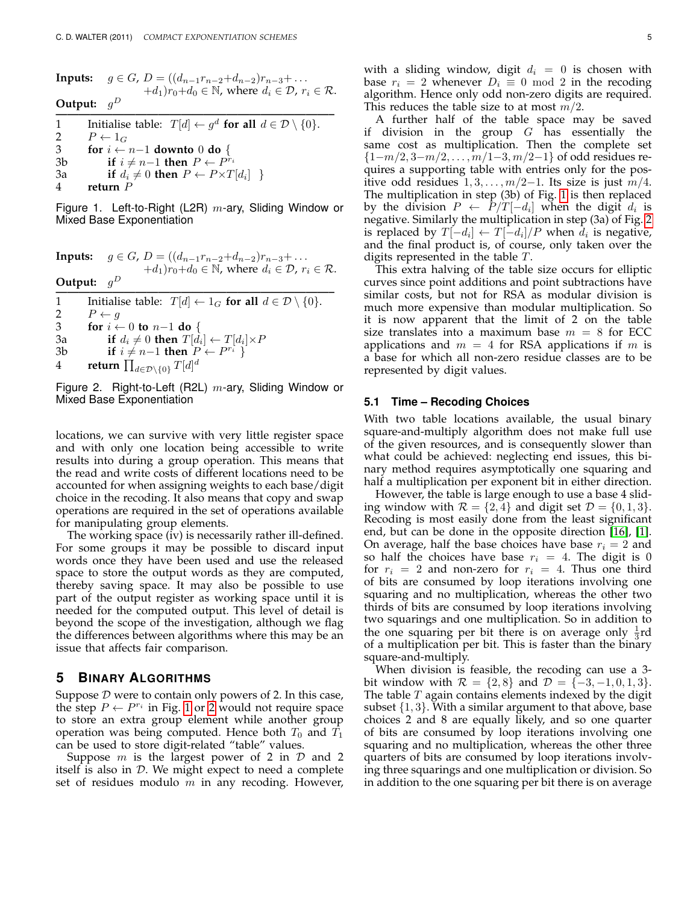**Inputs:** $g \in G$, $D = ((d_{n-1}r_{n-2}+d_{n-2})r_{n-3}+\ldots+d_1)r_0+d_0 \in \mathbb{N}$, where $d_i \in \mathcal{D}$, $r_i \in \mathcal{R}$.

**Output:** $g^D$

```
1    Initialise table: T[d] ← g^d for all d ∈ D \ {0}.
2    P ← 1_G
3    for i ← n−1 downto 0 do {
3b       if i ≠ n−1 then P ← P^{r_i}
3a       if d_i ≠ 0 then P ← P×T[d_i]  }
4    return P
```

Figure 1. Left-to-Right (L2R) $m$-ary, Sliding Window or Mixed Base Exponentiation

**Inputs:** $g \in G$, $D = ((d_{n-1}r_{n-2}+d_{n-2})r_{n-3}+\ldots+d_1)r_0+d_0 \in \mathbb{N}$, where $d_i \in \mathcal{D}$, $r_i \in \mathcal{R}$.

**Output:** $g^D$

```
1    Initialise table: T[d] ← 1_G for all d ∈ D \ {0}.
2    P ← g
3    for i ← 0 to n−1 do {
3a       if d_i ≠ 0 then T[d_i] ← T[d_i]×P
3b       if i ≠ n−1 then P ← P^{r_i} }
4    return ∏_{d∈D\{0}} T[d]^d
```

Figure 2. Right-to-Left (R2L) $m$-ary, Sliding Window or Mixed Base Exponentiation

locations, we can survive with very little register space and with only one location being accessible to write results into during a group operation. This means that the read and write costs of different locations need to be accounted for when assigning weights to each base/digit choice in the recoding. It also means that copy and swap operations are required in the set of operations available for manipulating group elements.

The working space (iv) is necessarily rather ill-defined. For some groups it may be possible to discard input words once they have been used and use the released space to store the output words as they are computed, thereby saving space. It may also be possible to use part of the output register as working space until it is needed for the computed output. This level of detail is beyond the scope of the investigation, although we flag the differences between algorithms where this may be an issue that affects fair comparison.

## 5 Binary Algorithms

Suppose $\mathcal{D}$ were to contain only powers of 2. In this case, the step $P \leftarrow P^{r_i}$ in Fig. 1 or 2 would not require space to store an extra group element while another group operation was being computed. Hence both $T_0$ and $T_1$ can be used to store digit-related "table" values.

Suppose $m$ is the largest power of 2 in $\mathcal{D}$ and 2 itself is also in $\mathcal{D}$. We might expect to need a complete set of residues modulo $m$ in any recoding. However, with a sliding window, digit $d_i = 0$ is chosen with base $r_i = 2$ whenever $D_i \equiv 0 \bmod 2$ in the recoding algorithm. Hence only odd non-zero digits are required. This reduces the table size to at most $m/2$.

A further half of the table space may be saved if division in the group $G$ has essentially the same cost as multiplication. Then the complete set $\{1-m/2, 3-m/2, \ldots, m/1-3, m/2-1\}$ of odd residues requires a supporting table with entries only for the positive odd residues $1, 3, \ldots, m/2-1$. Its size is just $m/4$. The multiplication in step (3b) of Fig. 1 is then replaced by the division $P \leftarrow P/T[-d_i]$ when the digit $d_i$ is negative. Similarly the multiplication in step (3a) of Fig. 2 is replaced by $T[-d_i] \leftarrow T[-d_i]/P$ when $d_i$ is negative, and the final product is, of course, only taken over the digits represented in the table $T$.

This extra halving of the table size occurs for elliptic curves since point additions and point subtractions have similar costs, but not for RSA as modular division is much more expensive than modular multiplication. So it is now apparent that the limit of 2 on the table size translates into a maximum base $m = 8$ for ECC applications and $m = 4$ for RSA applications if $m$ is a base for which all non-zero residue classes are to be represented by digit values.

### 5.1 Time – Recoding Choices

With two table locations available, the usual binary square-and-multiply algorithm does not make full use of the given resources, and is consequently slower than what could be achieved: neglecting end issues, this binary method requires asymptotically one squaring and half a multiplication per exponent bit in either direction.

However, the table is large enough to use a base 4 sliding window with $\mathcal{R} = \{2, 4\}$ and digit set $\mathcal{D} = \{0, 1, 3\}$. Recoding is most easily done from the least significant end, but can be done in the opposite direction [16], [1]. On average, half the base choices have base $r_i = 2$ and so half the choices have base $r_i = 4$. The digit is 0 for $r_i = 2$ and non-zero for $r_i = 4$. Thus one third of bits are consumed by loop iterations involving one squaring and no multiplication, whereas the other two thirds of bits are consumed by loop iterations involving two squarings and one multiplication. So in addition to the one squaring per bit there is on average only $\frac{1}{3}$rd of a multiplication per bit. This is faster than the binary square-and-multiply.

When division is feasible, the recoding can use a 3-bit window with $\mathcal{R} = \{2, 8\}$ and $\mathcal{D} = \{-3, -1, 0, 1, 3\}$. The table $T$ again contains elements indexed by the digit subset $\{1, 3\}$. With a similar argument to that above, base choices 2 and 8 are equally likely, and so one quarter of bits are consumed by loop iterations involving one squaring and no multiplication, whereas the other three quarters of bits are consumed by loop iterations involving three squarings and one multiplication or division. So in addition to the one squaring per bit there is on average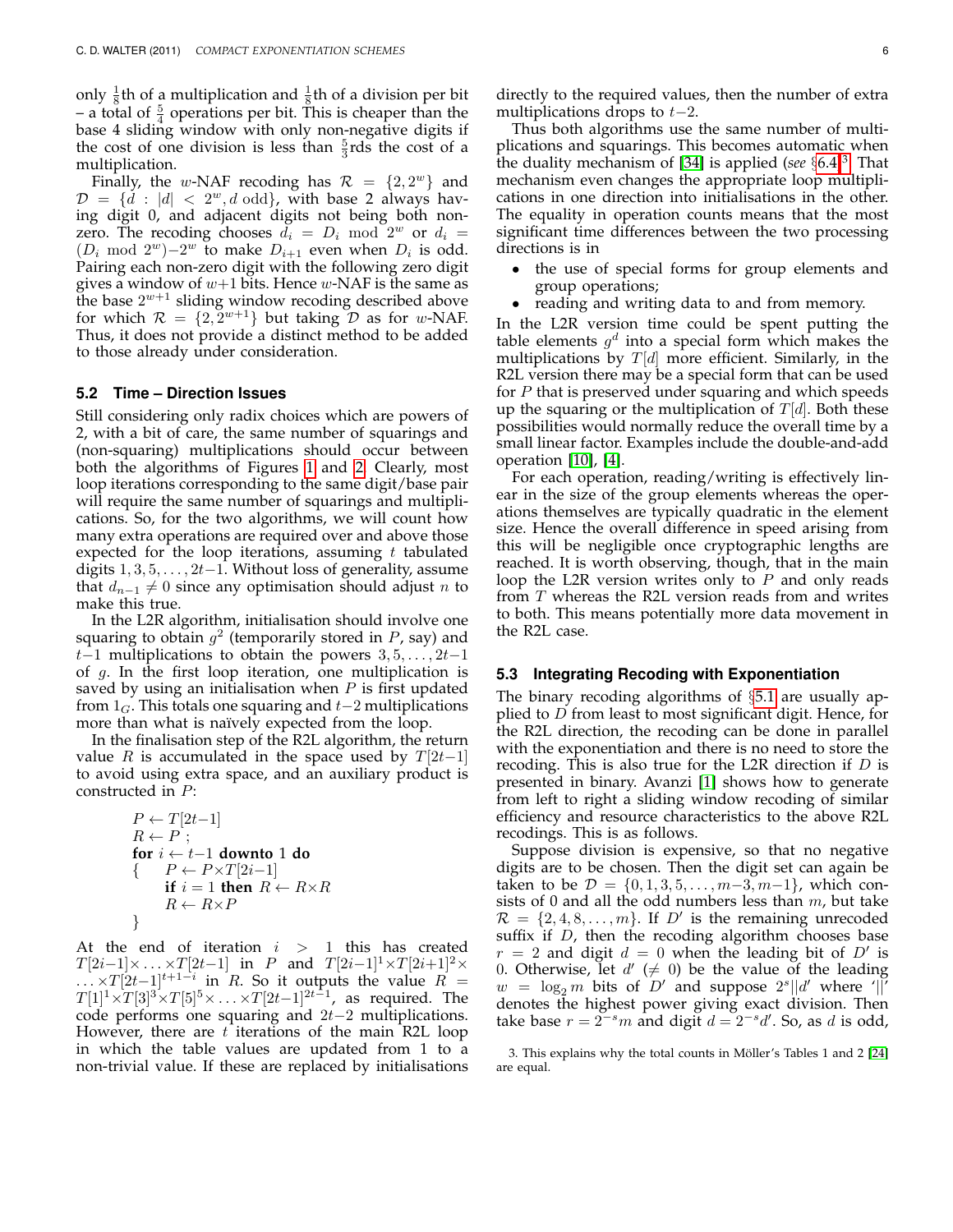only $\frac{1}{8}$th of a multiplication and $\frac{1}{8}$th of a division per bit – a total of $\frac{5}{4}$ operations per bit. This is cheaper than the base 4 sliding window with only non-negative digits if the cost of one division is less than $\frac{5}{3}$rds the cost of a multiplication.

Finally, the $w$-NAF recoding has $\mathcal{R} = \{2, 2^w\}$ and $\mathcal{D} = \{d : |d| < 2^w, d \text{ odd}\}$, with base 2 always having digit 0, and adjacent digits not being both non-zero. The recoding chooses $d_i = D_i \bmod 2^w$ or $d_i = (D_i \bmod 2^w) - 2^w$ to make $D_{i+1}$ even when $D_i$ is odd. Pairing each non-zero digit with the following zero digit gives a window of $w+1$ bits. Hence $w$-NAF is the same as the base $2^{w+1}$ sliding window recoding described above for which $\mathcal{R} = \{2, 2^{w+1}\}$ but taking $\mathcal{D}$ as for $w$-NAF. Thus, it does not provide a distinct method to be added to those already under consideration.

### 5.2 Time – Direction Issues

Still considering only radix choices which are powers of 2, with a bit of care, the same number of squarings and (non-squaring) multiplications should occur between both the algorithms of Figures 1 and 2. Clearly, most loop iterations corresponding to the same digit/base pair will require the same number of squarings and multiplications. So, for the two algorithms, we will count how many extra operations are required over and above those expected for the loop iterations, assuming $t$ tabulated digits $1, 3, 5, \ldots, 2t{-}1$. Without loss of generality, assume that $d_{n-1} \neq 0$ since any optimisation should adjust $n$ to make this true.

In the L2R algorithm, initialisation should involve one squaring to obtain $g^2$ (temporarily stored in $P$, say) and $t{-}1$ multiplications to obtain the powers $3, 5, \ldots, 2t{-}1$ of $g$. In the first loop iteration, one multiplication is saved by using an initialisation when $P$ is first updated from $1_G$. This totals one squaring and $t{-}2$ multiplications more than what is naïvely expected from the loop.

In the finalisation step of the R2L algorithm, the return value $R$ is accumulated in the space used by $T[2t{-}1]$ to avoid using extra space, and an auxiliary product is constructed in $P$:

```
P ← T[2t−1]
R ← P ;
for i ← t−1 downto 1 do
{    P ← P×T[2i−1]
     if i = 1 then R ← R×R
     R ← R×P
}
```

At the end of iteration $i > 1$ this has created $T[2i{-}1]\times\ldots\times T[2t{-}1]$ in $P$ and $T[2i{-}1]^1 \times T[2i{+}1]^2 \times \ldots \times T[2t{-}1]^{t+1-i}$ in $R$. So it outputs the value $R = T[1]^1 \times T[3]^3 \times T[5]^5 \times \ldots \times T[2t{-}1]^{2t-1}$, as required. The code performs one squaring and $2t{-}2$ multiplications. However, there are $t$ iterations of the main R2L loop in which the table values are updated from 1 to a non-trivial value. If these are replaced by initialisations directly to the required values, then the number of extra multiplications drops to $t{-}2$.

Thus both algorithms use the same number of multiplications and squarings. This becomes automatic when the duality mechanism of [34] is applied (*see* §6.4).[3] That mechanism even changes the appropriate loop multiplications in one direction into initialisations in the other. The equality in operation counts means that the most significant time differences between the two processing directions is in

- the use of special forms for group elements and group operations;
- reading and writing data to and from memory.

In the L2R version time could be spent putting the table elements $g^d$ into a special form which makes the multiplications by $T[d]$ more efficient. Similarly, in the R2L version there may be a special form that can be used for $P$ that is preserved under squaring and which speeds up the squaring or the multiplication of $T[d]$. Both these possibilities would normally reduce the overall time by a small linear factor. Examples include the double-and-add operation [10], [4].

For each operation, reading/writing is effectively linear in the size of the group elements whereas the operations themselves are typically quadratic in the element size. Hence the overall difference in speed arising from this will be negligible once cryptographic lengths are reached. It is worth observing, though, that in the main loop the L2R version writes only to $P$ and only reads from $T$ whereas the R2L version reads from and writes to both. This means potentially more data movement in the R2L case.

### 5.3 Integrating Recoding with Exponentiation

The binary recoding algorithms of §5.1 are usually applied to $D$ from least to most significant digit. Hence, for the R2L direction, the recoding can be done in parallel with the exponentiation and there is no need to store the recoding. This is also true for the L2R direction if $D$ is presented in binary. Avanzi [1] shows how to generate from left to right a sliding window recoding of similar efficiency and resource characteristics to the above R2L recodings. This is as follows.

Suppose division is expensive, so that no negative digits are to be chosen. Then the digit set can again be taken to be $\mathcal{D} = \{0, 1, 3, 5, \ldots, m{-}3, m{-}1\}$, which consists of 0 and all the odd numbers less than $m$, but take $\mathcal{R} = \{2, 4, 8, \ldots, m\}$. If $D'$ is the remaining unrecoded suffix if $D$, then the recoding algorithm chooses base $r = 2$ and digit $d = 0$ when the leading bit of $D'$ is 0. Otherwise, let $d'$ ($\neq 0$) be the value of the leading $w = \log_2 m$ bits of $D'$ and suppose $2^s || d'$ where '$||$' denotes the highest power giving exact division. Then take base $r = 2^{-s}m$ and digit $d = 2^{-s}d'$. So, as $d$ is odd,

3. This explains why the total counts in Möller's Tables 1 and 2 [24] are equal.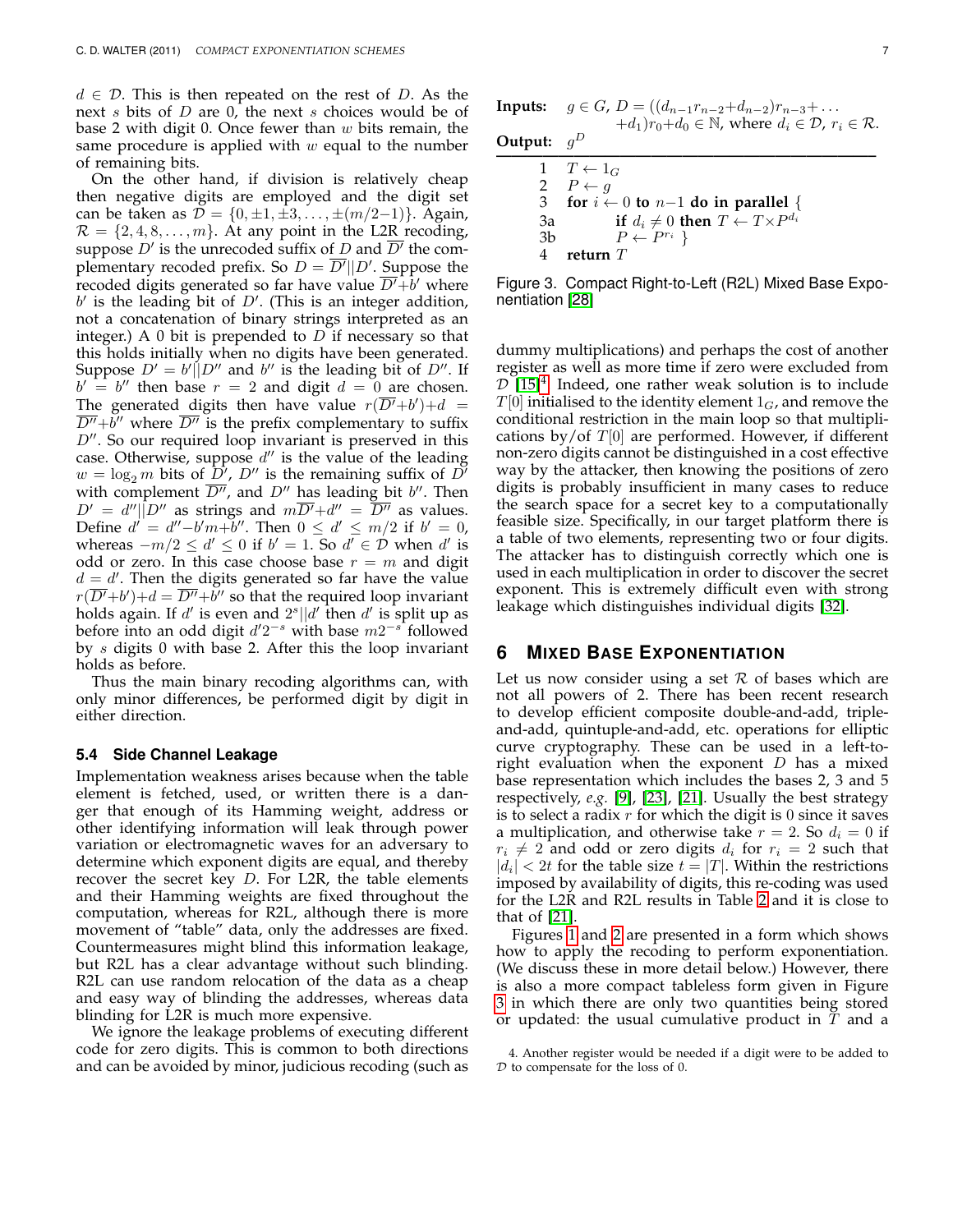$d \in \mathcal{D}$. This is then repeated on the rest of $D$. As the next $s$ bits of $D$ are 0, the next $s$ choices would be of base 2 with digit 0. Once fewer than $w$ bits remain, the same procedure is applied with $w$ equal to the number of remaining bits.

On the other hand, if division is relatively cheap then negative digits are employed and the digit set can be taken as $\mathcal{D} = \{0, \pm 1, \pm 3, \ldots, \pm(m/2-1)\}$. Again, $\mathcal{R} = \{2, 4, 8, \ldots, m\}$. At any point in the L2R recoding, suppose $D'$ is the unrecoded suffix of $D$ and $\overline{D'}$ the complementary recoded prefix. So $D = \overline{D'}||D'$. Suppose the recoded digits generated so far have value $\overline{D'}+b'$ where $b'$ is the leading bit of $D'$. (This is an integer addition, not a concatenation of binary strings interpreted as an integer.) A 0 bit is prepended to $D$ if necessary so that this holds initially when no digits have been generated. Suppose $D' = b'||D''$ and $b''$ is the leading bit of $D''$. If $b' = b''$ then base $r = 2$ and digit $d = 0$ are chosen. The generated digits then have value $r(\overline{D'}+b')+d = \overline{D''}+b''$ where $\overline{D''}$ is the prefix complementary to suffix $D''$. So our required loop invariant is preserved in this case. Otherwise, suppose $d''$ is the value of the leading $w = \log_2 m$ bits of $D'$, $D''$ is the remaining suffix of $D'$ with complement $\overline{D''}$, and $D''$ has leading bit $b''$. Then $D' = d''||D''$ as strings and $m\overline{D'}+d'' = \overline{D''}$ as values. Define $d' = d''-b'm+b''$. Then $0 \le d' \le m/2$ if $b' = 0$, whereas $-m/2 \le d' \le 0$ if $b' = 1$. So $d' \in \mathcal{D}$ when $d'$ is odd or zero. In this case choose base $r = m$ and digit $d = d'$. Then the digits generated so far have the value $r(\overline{D'}+b')+d = \overline{D''}+b''$ so that the required loop invariant holds again. If $d'$ is even and $2^s||d'$ then $d'$ is split up as before into an odd digit $d'2^{-s}$ with base $m2^{-s}$ followed by $s$ digits 0 with base 2. After this the loop invariant holds as before.

Thus the main binary recoding algorithms can, with only minor differences, be performed digit by digit in either direction.

### 5.4 Side Channel Leakage

Implementation weakness arises because when the table element is fetched, used, or written there is a danger that enough of its Hamming weight, address or other identifying information will leak through power variation or electromagnetic waves for an adversary to determine which exponent digits are equal, and thereby recover the secret key $D$. For L2R, the table elements and their Hamming weights are fixed throughout the computation, whereas for R2L, although there is more movement of "table" data, only the addresses are fixed. Countermeasures might blind this information leakage, but R2L has a clear advantage without such blinding. R2L can use random relocation of the data as a cheap and easy way of blinding the addresses, whereas data blinding for L2R is much more expensive.

We ignore the leakage problems of executing different code for zero digits. This is common to both directions and can be avoided by minor, judicious recoding (such as dummy multiplications) and perhaps the cost of another register as well as more time if zero were excluded from $\mathcal{D}$ [15][4]. Indeed, one rather weak solution is to include $T[0]$ initialised to the identity element $1_G$, and remove the conditional restriction in the main loop so that multiplications by/of $T[0]$ are performed. However, if different non-zero digits cannot be distinguished in a cost effective way by the attacker, then knowing the positions of zero digits is probably insufficient in many cases to reduce the search space for a secret key to a computationally feasible size. Specifically, in our target platform there is a table of two elements, representing two or four digits. The attacker has to distinguish correctly which one is used in each multiplication in order to discover the secret exponent. This is extremely difficult even with strong leakage which distinguishes individual digits [32].

**Inputs:** $g \in G$, $D = ((d_{n-1}r_{n-2}+d_{n-2})r_{n-3}+\ldots+d_1)r_0+d_0 \in \mathbb{N}$, where $d_i \in \mathcal{D}$, $r_i \in \mathcal{R}$.
**Output:** $g^D$

```
1   T ← 1_G
2   P ← g
3   for i ← 0 to n−1 do in parallel {
3a      if d_i ≠ 0 then T ← T×P^(d_i)
3b      P ← P^(r_i) }
4   return T
```

Figure 3. Compact Right-to-Left (R2L) Mixed Base Exponentiation [28]

## 6 Mixed Base Exponentiation

Let us now consider using a set $\mathcal{R}$ of bases which are not all powers of 2. There has been recent research to develop efficient composite double-and-add, triple-and-add, quintuple-and-add, etc. operations for elliptic curve cryptography. These can be used in a left-to-right evaluation when the exponent $D$ has a mixed base representation which includes the bases 2, 3 and 5 respectively, *e.g.* [9], [23], [21]. Usually the best strategy is to select a radix $r$ for which the digit is 0 since it saves a multiplication, and otherwise take $r = 2$. So $d_i = 0$ if $r_i \neq 2$ and odd or zero digits $d_i$ for $r_i = 2$ such that $|d_i| < 2t$ for the table size $t = |T|$. Within the restrictions imposed by availability of digits, this re-coding was used for the L2R and R2L results in Table 2 and it is close to that of [21].

Figures 1 and 2 are presented in a form which shows how to apply the recoding to perform exponentiation. (We discuss these in more detail below.) However, there is also a more compact tableless form given in Figure 3 in which there are only two quantities being stored or updated: the usual cumulative product in $T$ and a

4. Another register would be needed if a digit were to be added to $\mathcal{D}$ to compensate for the loss of 0.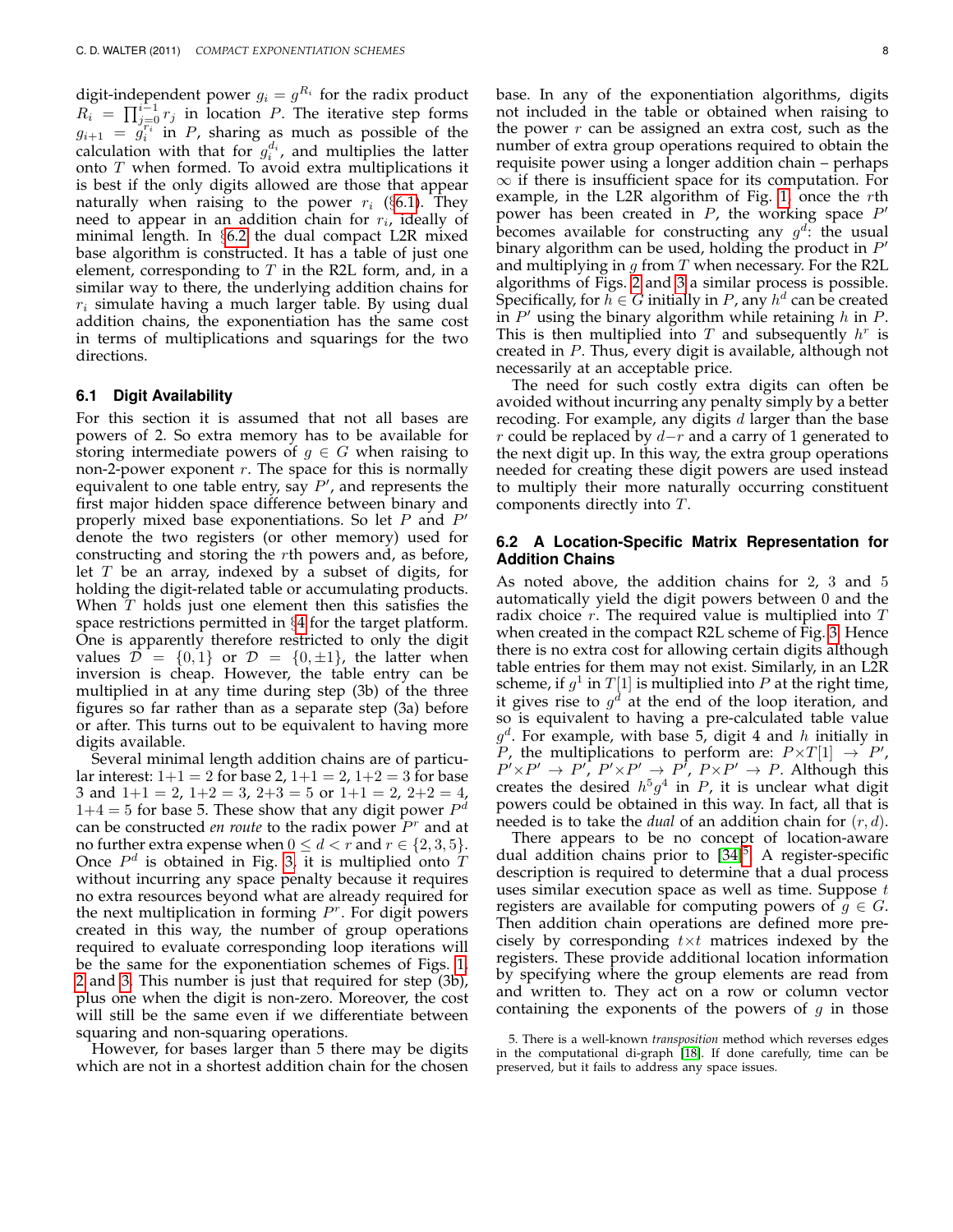digit-independent power $g_i = g^{R_i}$ for the radix product $R_i = \prod_{j=0}^{i-1} r_j$ in location $P$. The iterative step forms $g_{i+1} = g_i^{r_i}$ in $P$, sharing as much as possible of the calculation with that for $g_i^{d_i}$, and multiplies the latter onto $T$ when formed. To avoid extra multiplications it is best if the only digits allowed are those that appear naturally when raising to the power $r_i$ (§6.1). They need to appear in an addition chain for $r_i$, ideally of minimal length. In §6.2 the dual compact L2R mixed base algorithm is constructed. It has a table of just one element, corresponding to $T$ in the R2L form, and, in a similar way to there, the underlying addition chains for $r_i$ simulate having a much larger table. By using dual addition chains, the exponentiation has the same cost in terms of multiplications and squarings for the two directions.

### 6.1 Digit Availability

For this section it is assumed that not all bases are powers of 2. So extra memory has to be available for storing intermediate powers of $g \in G$ when raising to non-2-power exponent $r$. The space for this is normally equivalent to one table entry, say $P'$, and represents the first major hidden space difference between binary and properly mixed base exponentiations. So let $P$ and $P'$ denote the two registers (or other memory) used for constructing and storing the $r$th powers and, as before, let $T$ be an array, indexed by a subset of digits, for holding the digit-related table or accumulating products. When $T$ holds just one element then this satisfies the space restrictions permitted in §4 for the target platform. One is apparently therefore restricted to only the digit values $\mathcal{D} = \{0,1\}$ or $\mathcal{D} = \{0,\pm1\}$, the latter when inversion is cheap. However, the table entry can be multiplied in at any time during step (3b) of the three figures so far rather than as a separate step (3a) before or after. This turns out to be equivalent to having more digits available.

Several minimal length addition chains are of particular interest: $1{+}1 = 2$ for base 2, $1{+}1 = 2$, $1{+}2 = 3$ for base 3 and $1{+}1 = 2$, $1{+}2 = 3$, $2{+}3 = 5$ or $1{+}1 = 2$, $2{+}2 = 4$, $1{+}4 = 5$ for base 5. These show that any digit power $P^d$ can be constructed *en route* to the radix power $P^r$ and at no further extra expense when $0 \leq d < r$ and $r \in \{2, 3, 5\}$. Once $P^d$ is obtained in Fig. 3, it is multiplied onto $T$ without incurring any space penalty because it requires no extra resources beyond what are already required for the next multiplication in forming $P^r$. For digit powers created in this way, the number of group operations required to evaluate corresponding loop iterations will be the same for the exponentiation schemes of Figs. 1, 2 and 3. This number is just that required for step (3b), plus one when the digit is non-zero. Moreover, the cost will still be the same even if we differentiate between squaring and non-squaring operations.

However, for bases larger than 5 there may be digits which are not in a shortest addition chain for the chosen base. In any of the exponentiation algorithms, digits not included in the table or obtained when raising to the power $r$ can be assigned an extra cost, such as the number of extra group operations required to obtain the requisite power using a longer addition chain – perhaps $\infty$ if there is insufficient space for its computation. For example, in the L2R algorithm of Fig. 1, once the $r$th power has been created in $P$, the working space $P'$ becomes available for constructing any $g^d$: the usual binary algorithm can be used, holding the product in $P'$ and multiplying in $g$ from $T$ when necessary. For the R2L algorithms of Figs. 2 and 3 a similar process is possible. Specifically, for $h \in G$ initially in $P$, any $h^d$ can be created in $P'$ using the binary algorithm while retaining $h$ in $P$. This is then multiplied into $T$ and subsequently $h^r$ is created in $P$. Thus, every digit is available, although not necessarily at an acceptable price.

The need for such costly extra digits can often be avoided without incurring any penalty simply by a better recoding. For example, any digits $d$ larger than the base $r$ could be replaced by $d{-}r$ and a carry of 1 generated to the next digit up. In this way, the extra group operations needed for creating these digit powers are used instead to multiply their more naturally occurring constituent components directly into $T$.

### 6.2 A Location-Specific Matrix Representation for Addition Chains

As noted above, the addition chains for 2, 3 and 5 automatically yield the digit powers between 0 and the radix choice $r$. The required value is multiplied into $T$ when created in the compact R2L scheme of Fig. 3. Hence there is no extra cost for allowing certain digits although table entries for them may not exist. Similarly, in an L2R scheme, if $g^1$ in $T[1]$ is multiplied into $P$ at the right time, it gives rise to $g^d$ at the end of the loop iteration, and so is equivalent to having a pre-calculated table value $g^d$. For example, with base 5, digit 4 and $h$ initially in $P$, the multiplications to perform are: $P{\times}T[1] \rightarrow P'$, $P'{\times}P' \rightarrow P'$, $P'{\times}P' \rightarrow P'$, $P{\times}P' \rightarrow P$. Although this creates the desired $h^5g^4$ in $P$, it is unclear what digit powers could be obtained in this way. In fact, all that is needed is to take the *dual* of an addition chain for $(r, d)$.

There appears to be no concept of location-aware dual addition chains prior to [34][5]. A register-specific description is required to determine that a dual process uses similar execution space as well as time. Suppose $t$ registers are available for computing powers of $g \in G$. Then addition chain operations are defined more precisely by corresponding $t{\times}t$ matrices indexed by the registers. These provide additional location information by specifying where the group elements are read from and written to. They act on a row or column vector containing the exponents of the powers of $g$ in those

5. There is a well-known *transposition* method which reverses edges in the computational di-graph [18]. If done carefully, time can be preserved, but it fails to address any space issues.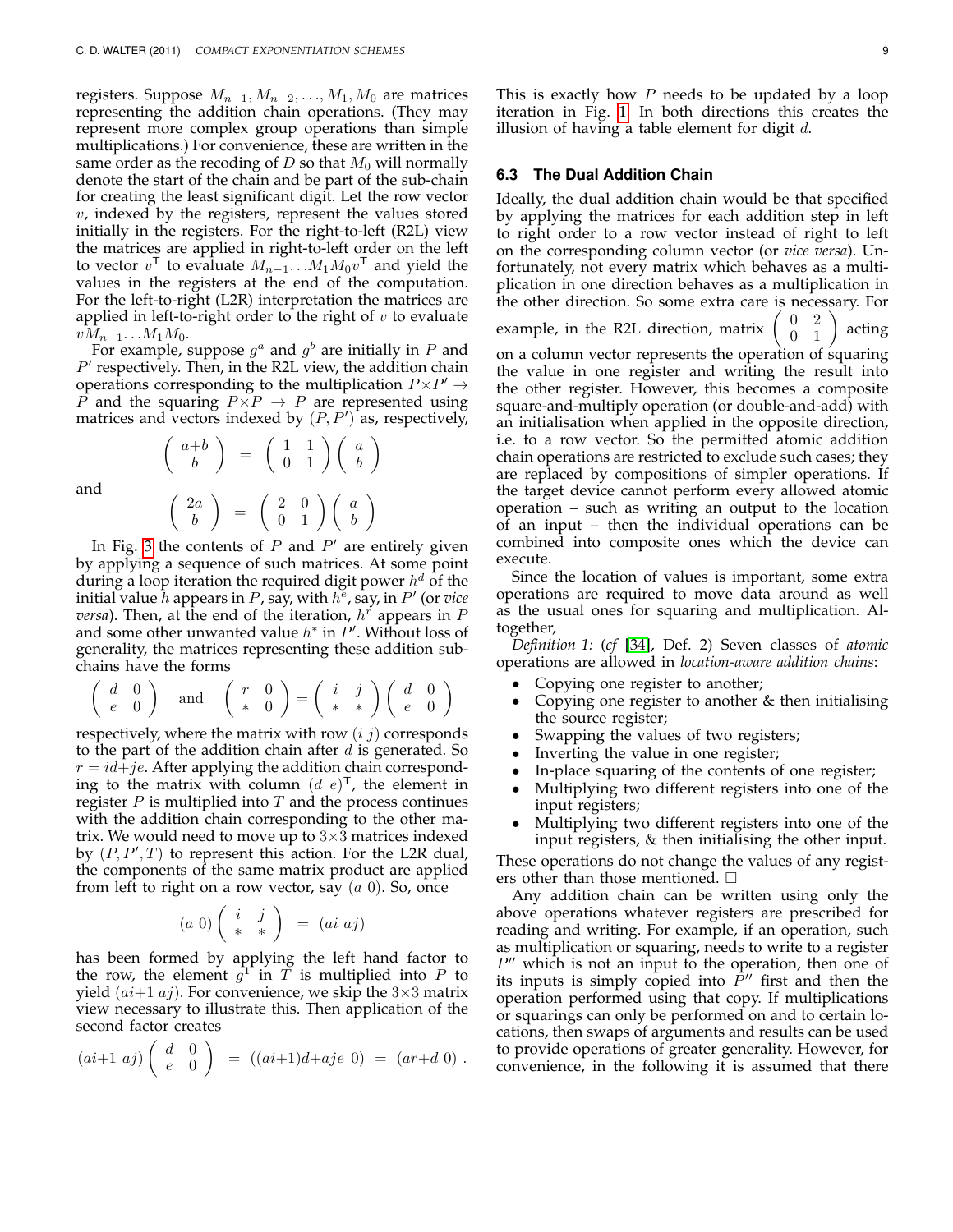registers. Suppose $M_{n-1}, M_{n-2}, \ldots, M_1, M_0$ are matrices representing the addition chain operations. (They may represent more complex group operations than simple multiplications.) For convenience, these are written in the same order as the recoding of $D$ so that $M_0$ will normally denote the start of the chain and be part of the sub-chain for creating the least significant digit. Let the row vector $v$, indexed by the registers, represent the values stored initially in the registers. For the right-to-left (R2L) view the matrices are applied in right-to-left order on the left to vector $v^\mathsf{T}$ to evaluate $M_{n-1} \ldots M_1 M_0 v^\mathsf{T}$ and yield the values in the registers at the end of the computation. For the left-to-right (L2R) interpretation the matrices are applied in left-to-right order to the right of $v$ to evaluate $v M_{n-1} \ldots M_1 M_0$.

For example, suppose $g^a$ and $g^b$ are initially in $P$ and $P'$ respectively. Then, in the R2L view, the addition chain operations corresponding to the multiplication $P \times P' \to P$ and the squaring $P \times P \to P$ are represented using matrices and vectors indexed by $(P, P')$ as, respectively,

$$\begin{pmatrix} a{+}b \\ b \end{pmatrix} = \begin{pmatrix} 1 & 1 \\ 0 & 1 \end{pmatrix} \begin{pmatrix} a \\ b \end{pmatrix}$$

and

$$\begin{pmatrix} 2a \\ b \end{pmatrix} = \begin{pmatrix} 2 & 0 \\ 0 & 1 \end{pmatrix} \begin{pmatrix} a \\ b \end{pmatrix}$$

In Fig. 3 the contents of $P$ and $P'$ are entirely given by applying a sequence of such matrices. At some point during a loop iteration the required digit power $h^d$ of the initial value $h$ appears in $P$, say, with $h^e$, say, in $P'$ (or *vice versa*). Then, at the end of the iteration, $h^r$ appears in $P$ and some other unwanted value $h^*$ in $P'$. Without loss of generality, the matrices representing these addition sub-chains have the forms

$$\begin{pmatrix} d & 0 \\ e & 0 \end{pmatrix} \quad \text{and} \quad \begin{pmatrix} r & 0 \\ * & 0 \end{pmatrix} = \begin{pmatrix} i & j \\ * & * \end{pmatrix} \begin{pmatrix} d & 0 \\ e & 0 \end{pmatrix}$$

respectively, where the matrix with row $(i\ j)$ corresponds to the part of the addition chain after $d$ is generated. So $r = id + je$. After applying the addition chain corresponding to the matrix with column $(d\ e)^\mathsf{T}$, the element in register $P$ is multiplied into $T$ and the process continues with the addition chain corresponding to the other matrix. We would need to move up to $3{\times}3$ matrices indexed by $(P, P', T)$ to represent this action. For the L2R dual, the components of the same matrix product are applied from left to right on a row vector, say $(a\ 0)$. So, once

$$(a\ 0) \begin{pmatrix} i & j \\ * & * \end{pmatrix} = (ai\ aj)$$

has been formed by applying the left hand factor to the row, the element $g^1$ in $T$ is multiplied into $P$ to yield $(ai{+}1\ aj)$. For convenience, we skip the $3{\times}3$ matrix view necessary to illustrate this. Then application of the second factor creates

$$(ai{+}1\ aj) \begin{pmatrix} d & 0 \\ e & 0 \end{pmatrix} = ((ai{+}1)d{+}aje\ 0) = (ar{+}d\ 0)\ .$$

This is exactly how $P$ needs to be updated by a loop iteration in Fig. 1. In both directions this creates the illusion of having a table element for digit $d$.

### 6.3 The Dual Addition Chain

Ideally, the dual addition chain would be that specified by applying the matrices for each addition step in left to right order to a row vector instead of right to left on the corresponding column vector (or *vice versa*). Unfortunately, not every matrix which behaves as a multiplication in one direction behaves as a multiplication in the other direction. So some extra care is necessary. For example, in the R2L direction, matrix $\begin{pmatrix} 0 & 2 \\ 0 & 1 \end{pmatrix}$ acting on a column vector represents the operation of squaring the value in one register and writing the result into the other register. However, this becomes a composite square-and-multiply operation (or double-and-add) with an initialisation when applied in the opposite direction, i.e. to a row vector. So the permitted atomic addition chain operations are restricted to exclude such cases; they are replaced by compositions of simpler operations. If the target device cannot perform every allowed atomic operation – such as writing an output to the location of an input – then the individual operations can be combined into composite ones which the device can execute.

Since the location of values is important, some extra operations are required to move data around as well as the usual ones for squaring and multiplication. Altogether,

*Definition 1:* (*cf* [34], Def. 2) Seven classes of *atomic* operations are allowed in *location-aware addition chains*:

- Copying one register to another;
- Copying one register to another & then initialising the source register;
- Swapping the values of two registers;
- Inverting the value in one register;
- In-place squaring of the contents of one register;
- Multiplying two different registers into one of the input registers;
- Multiplying two different registers into one of the input registers, & then initialising the other input.

These operations do not change the values of any registers other than those mentioned. □

Any addition chain can be written using only the above operations whatever registers are prescribed for reading and writing. For example, if an operation, such as multiplication or squaring, needs to write to a register $P''$ which is not an input to the operation, then one of its inputs is simply copied into $P''$ first and then the operation performed using that copy. If multiplications or squarings can only be performed on and to certain locations, then swaps of arguments and results can be used to provide operations of greater generality. However, for convenience, in the following it is assumed that there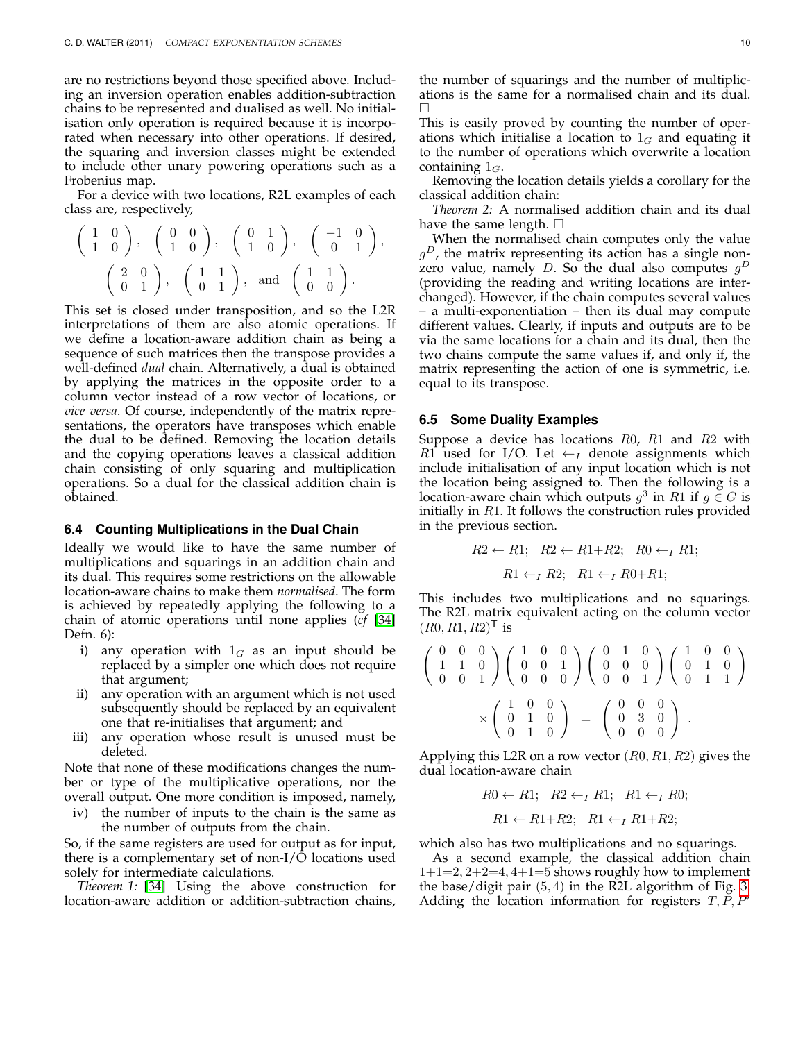are no restrictions beyond those specified above. Including an inversion operation enables addition-subtraction chains to be represented and dualised as well. No initialisation only operation is required because it is incorporated when necessary into other operations. If desired, the squaring and inversion classes might be extended to include other unary powering operations such as a Frobenius map.

For a device with two locations, R2L examples of each class are, respectively,

$$\begin{pmatrix} 1 & 0 \\ 1 & 0 \end{pmatrix},\quad \begin{pmatrix} 0 & 0 \\ 1 & 0 \end{pmatrix},\quad \begin{pmatrix} 0 & 1 \\ 1 & 0 \end{pmatrix},\quad \begin{pmatrix} -1 & 0 \\ 0 & 1 \end{pmatrix},$$
$$\begin{pmatrix} 2 & 0 \\ 0 & 1 \end{pmatrix},\quad \begin{pmatrix} 1 & 1 \\ 0 & 1 \end{pmatrix},\quad \text{and}\quad \begin{pmatrix} 1 & 1 \\ 0 & 0 \end{pmatrix}.$$

This set is closed under transposition, and so the L2R interpretations of them are also atomic operations. If we define a location-aware addition chain as being a sequence of such matrices then the transpose provides a well-defined *dual* chain. Alternatively, a dual is obtained by applying the matrices in the opposite order to a column vector instead of a row vector of locations, or *vice versa*. Of course, independently of the matrix representations, the operators have transposes which enable the dual to be defined. Removing the location details and the copying operations leaves a classical addition chain consisting of only squaring and multiplication operations. So a dual for the classical addition chain is obtained.

### 6.4 Counting Multiplications in the Dual Chain

Ideally we would like to have the same number of multiplications and squarings in an addition chain and its dual. This requires some restrictions on the allowable location-aware chains to make them *normalised*. The form is achieved by repeatedly applying the following to a chain of atomic operations until none applies (*cf* [34] Defn. 6):

- i) any operation with $1_G$ as an input should be replaced by a simpler one which does not require that argument;
- ii) any operation with an argument which is not used subsequently should be replaced by an equivalent one that re-initialises that argument; and
- iii) any operation whose result is unused must be deleted.

Note that none of these modifications changes the number or type of the multiplicative operations, nor the overall output. One more condition is imposed, namely,

- iv) the number of inputs to the chain is the same as the number of outputs from the chain.

So, if the same registers are used for output as for input, there is a complementary set of non-I/O locations used solely for intermediate calculations.

*Theorem 1:* [34] Using the above construction for location-aware addition or addition-subtraction chains, the number of squarings and the number of multiplications is the same for a normalised chain and its dual. □

This is easily proved by counting the number of operations which initialise a location to $1_G$ and equating it to the number of operations which overwrite a location containing $1_G$.

Removing the location details yields a corollary for the classical addition chain:

*Theorem 2:* A normalised addition chain and its dual have the same length. □

When the normalised chain computes only the value $g^D$, the matrix representing its action has a single nonzero value, namely $D$. So the dual also computes $g^D$ (providing the reading and writing locations are interchanged). However, if the chain computes several values – a multi-exponentiation – then its dual may compute different values. Clearly, if inputs and outputs are to be via the same locations for a chain and its dual, then the two chains compute the same values if, and only if, the matrix representing the action of one is symmetric, i.e. equal to its transpose.

### 6.5 Some Duality Examples

Suppose a device has locations $R0$, $R1$ and $R2$ with $R1$ used for I/O. Let $\leftarrow_I$ denote assignments which include initialisation of any input location which is not the location being assigned to. Then the following is a location-aware chain which outputs $g^3$ in $R1$ if $g \in G$ is initially in $R1$. It follows the construction rules provided in the previous section.

$$R2 \leftarrow R1;\quad R2 \leftarrow R1{+}R2;\quad R0 \leftarrow_I R1;$$
$$R1 \leftarrow_I R2;\quad R1 \leftarrow_I R0{+}R1;$$

This includes two multiplications and no squarings. The R2L matrix equivalent acting on the column vector $(R0, R1, R2)^{\mathsf{T}}$ is

$$\begin{pmatrix} 0 & 0 & 0 \\ 1 & 1 & 0 \\ 0 & 0 & 1 \end{pmatrix} \begin{pmatrix} 1 & 0 & 0 \\ 0 & 0 & 1 \\ 0 & 0 & 0 \end{pmatrix} \begin{pmatrix} 0 & 1 & 0 \\ 0 & 0 & 0 \\ 0 & 0 & 1 \end{pmatrix} \begin{pmatrix} 1 & 0 & 0 \\ 0 & 1 & 0 \\ 0 & 1 & 1 \end{pmatrix}$$
$$\times \begin{pmatrix} 1 & 0 & 0 \\ 0 & 1 & 0 \\ 0 & 1 & 0 \end{pmatrix} = \begin{pmatrix} 0 & 0 & 0 \\ 0 & 3 & 0 \\ 0 & 0 & 0 \end{pmatrix}.$$

Applying this L2R on a row vector $(R0, R1, R2)$ gives the dual location-aware chain

$$R0 \leftarrow R1;\quad R2 \leftarrow_I R1;\quad R1 \leftarrow_I R0;$$
$$R1 \leftarrow R1{+}R2;\quad R1 \leftarrow_I R1{+}R2;$$

which also has two multiplications and no squarings.

As a second example, the classical addition chain $1{+}1{=}2, 2{+}2{=}4, 4{+}1{=}5$ shows roughly how to implement the base/digit pair $(5, 4)$ in the R2L algorithm of Fig. 3. Adding the location information for registers $T, P, P'$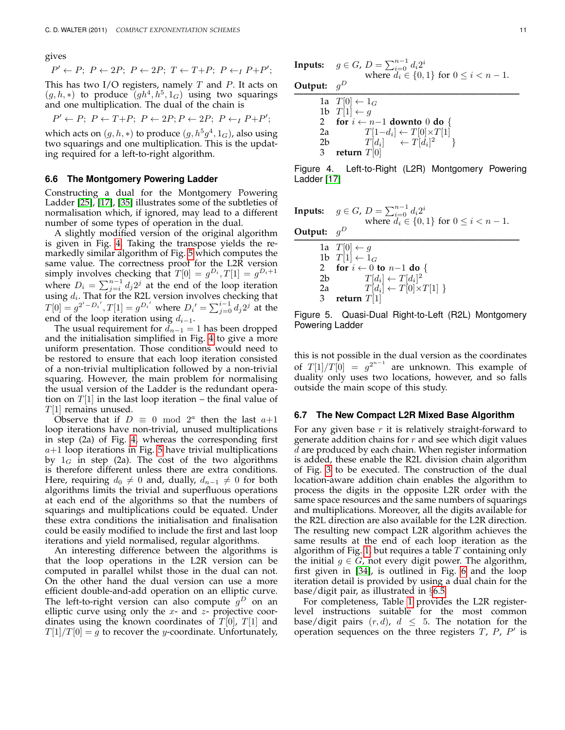gives

$$P' \leftarrow P;\ P \leftarrow 2P;\ P \leftarrow 2P;\ T \leftarrow T{+}P;\ P \leftarrow_I P{+}P';$$

This has two I/O registers, namely $T$ and $P$. It acts on $(g,h,*)$ to produce $(gh^4, h^5, 1_G)$ using two squarings and one multiplication. The dual of the chain is

$$P' \leftarrow P;\ P \leftarrow T{+}P;\ P \leftarrow 2P; P \leftarrow 2P;\ P \leftarrow_I P{+}P';$$

which acts on $(g,h,*)$ to produce $(g, h^5g^4, 1_G)$, also using two squarings and one multiplication. This is the updating required for a left-to-right algorithm.

### 6.6 The Montgomery Powering Ladder

Constructing a dual for the Montgomery Powering Ladder [25], [17], [35] illustrates some of the subtleties of normalisation which, if ignored, may lead to a different number of some types of operation in the dual.

A slightly modified version of the original algorithm is given in Fig. 4. Taking the transpose yields the remarkedly similar algorithm of Fig. 5 which computes the same value. The correctness proof for the L2R version simply involves checking that $T[0] = g^{D_i}, T[1] = g^{D_i+1}$ where $D_i = \sum_{j=i}^{n-1} d_j 2^j$ at the end of the loop iteration using $d_i$. That for the R2L version involves checking that $T[0] = g^{2^i - D_i{}'}, T[1] = g^{D_i{}'}$ where $D_i{}' = \sum_{j=0}^{i-1} d_j 2^j$ at the end of the loop iteration using $d_{i-1}$.

The usual requirement for $d_{n-1} = 1$ has been dropped and the initialisation simplified in Fig. 4 to give a more uniform presentation. Those conditions would need to be restored to ensure that each loop iteration consisted of a non-trivial multiplication followed by a non-trivial squaring. However, the main problem for normalising the usual version of the Ladder is the redundant operation on $T[1]$ in the last loop iteration – the final value of $T[1]$ remains unused.

Observe that if $D \equiv 0 \mod 2^a$ then the last $a{+}1$ loop iterations have non-trivial, unused multiplications in step (2a) of Fig. 4, whereas the corresponding first $a{+}1$ loop iterations in Fig. 5 have trivial multiplications by $1_G$ in step (2a). The cost of the two algorithms is therefore different unless there are extra conditions. Here, requiring $d_0 \neq 0$ and, dually, $d_{n-1} \neq 0$ for both algorithms limits the trivial and superfluous operations at each end of the algorithms so that the numbers of squarings and multiplications could be equated. Under these extra conditions the initialisation and finalisation could be easily modified to include the first and last loop iterations and yield normalised, regular algorithms.

An interesting difference between the algorithms is that the loop operations in the L2R version can be computed in parallel whilst those in the dual can not. On the other hand the dual version can use a more efficient double-and-add operation on an elliptic curve. The left-to-right version can also compute $g^D$ on an elliptic curve using only the $x$- and $z$- projective coordinates using the known coordinates of $T[0]$, $T[1]$ and $T[1]/T[0] = g$ to recover the $y$-coordinate. Unfortunately, this is not possible in the dual version as the coordinates of $T[1]/T[0] = g^{2^{n-1}}$ are unknown. This example of duality only uses two locations, however, and so falls outside the main scope of this study.

**Inputs:** $g \in G$, $D = \sum_{i=0}^{n-1} d_i 2^i$ where $d_i \in \{0,1\}$ for $0 \leq i < n-1$.
**Output:** $g^D$

```
1a  T[0] ← 1_G
1b  T[1] ← g
2   for i ← n−1 downto 0 do {
2a        T[1−d_i] ← T[0]×T[1]
2b        T[d_i]   ← T[d_i]^2      }
3   return T[0]
```

Figure 4. Left-to-Right (L2R) Montgomery Powering Ladder [17]

**Inputs:** $g \in G$, $D = \sum_{i=0}^{n-1} d_i 2^i$ where $d_i \in \{0,1\}$ for $0 \leq i < n-1$.
**Output:** $g^D$

```
1a  T[0] ← g
1b  T[1] ← 1_G
2   for i ← 0 to n−1 do {
2b        T[d_i] ← T[d_i]^2
2a        T[d_i] ← T[0]×T[1] }
3   return T[1]
```

Figure 5. Quasi-Dual Right-to-Left (R2L) Montgomery Powering Ladder

### 6.7 The New Compact L2R Mixed Base Algorithm

For any given base $r$ it is relatively straight-forward to generate addition chains for $r$ and see which digit values $d$ are produced by each chain. When register information is added, these enable the R2L division chain algorithm of Fig. 3 to be executed. The construction of the dual location-aware addition chain enables the algorithm to process the digits in the opposite L2R order with the same space resources and the same numbers of squarings and multiplications. Moreover, all the digits available for the R2L direction are also available for the L2R direction. The resulting new compact L2R algorithm achieves the same results at the end of each loop iteration as the algorithm of Fig. 1 but requires a table $T$ containing only the initial $g \in G$, not every digit power. The algorithm, first given in [34], is outlined in Fig. 6 and the loop iteration detail is provided by using a dual chain for the base/digit pair, as illustrated in §6.5.

For completeness, Table 1 provides the L2R register-level instructions suitable for the most common base/digit pairs $(r, d)$, $d \leq 5$. The notation for the operation sequences on the three registers $T$, $P$, $P'$ is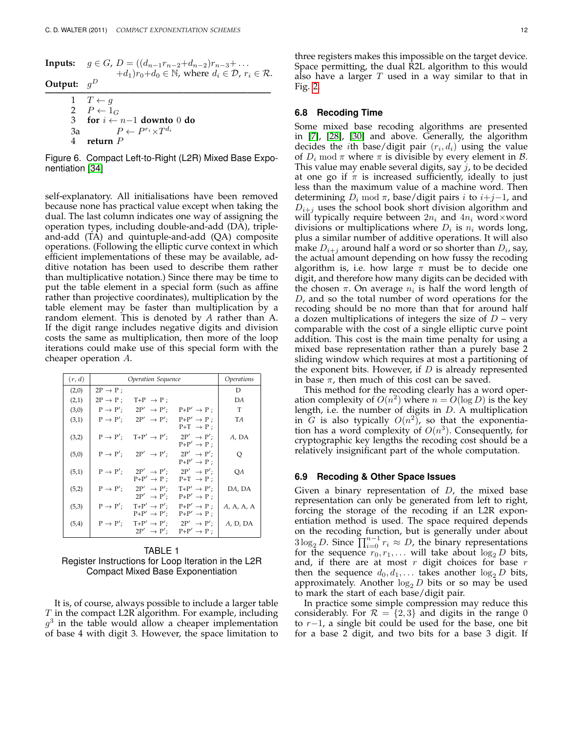**Inputs:** $g \in G$, $D = ((d_{n-1}r_{n-2}+d_{n-2})r_{n-3}+\ldots +d_1)r_0+d_0 \in \mathbb{N}$, where $d_i \in \mathcal{D}$, $r_i \in \mathcal{R}$.

**Output:** $g^D$

```
1   T ← g
2   P ← 1_G
3   for i ← n−1 downto 0 do
3a      P ← P^{r_i} × T^{d_i}
4   return P
```

Figure 6. Compact Left-to-Right (L2R) Mixed Base Exponentiation [34]

self-explanatory. All initialisations have been removed because none has practical value except when taking the dual. The last column indicates one way of assigning the operation types, including double-and-add (DA), triple-and-add (TA) and quintuple-and-add (QA) composite operations. (Following the elliptic curve context in which efficient implementations of these may be available, additive notation has been used to describe them rather than multiplicative notation.) Since there may be time to put the table element in a special form (such as affine rather than projective coordinates), multiplication by the table element may be faster than multiplication by a random element. This is denoted by $A$ rather than A. If the digit range includes negative digits and division costs the same as multiplication, then more of the loop iterations could make use of this special form with the cheaper operation $A$.

| $(r,d)$ | *Operation Sequence* | | | *Operations* |
|---|---|---|---|---|
| (2,0) | 2P → P ; | | | D |
| (2,1) | 2P → P ; | T+P → P ; | | D$A$ |
| (3,0) | P → P′; | 2P′ → P′; | P+P′ → P ; | T |
| (3,1) | P → P′; | 2P′ → P′; | P+P′ → P ; P+T → P ; | T$A$ |
| (3,2) | P → P′; | T+P′ → P′; | 2P′ → P′; P+P′ → P ; | $A$, DA |
| (5,0) | P → P′; | 2P′ → P′; | 2P′ → P′; P+P′ → P ; | Q |
| (5,1) | P → P′; | 2P′ → P′; P+P′ → P ; | 2P′ → P′; P+T → P ; | Q$A$ |
| (5,2) | P → P′; | 2P′ → P′; 2P′ → P′; | T+P′ → P′; P+P′ → P ; | D$A$, DA |
| (5,3) | P → P′; | T+P′ → P′; P+P′ → P′; | P+P′ → P ; P+P′ → P ; | $A$, A, A, A |
| (5,4) | P → P′; | T+P′ → P′; 2P′ → P′; | 2P′ → P′; P+P′ → P ; | $A$, D, DA |

TABLE 1
Register Instructions for Loop Iteration in the L2R Compact Mixed Base Exponentiation

It is, of course, always possible to include a larger table $T$ in the compact L2R algorithm. For example, including $g^3$ in the table would allow a cheaper implementation of base 4 with digit 3. However, the space limitation to three registers makes this impossible on the target device. Space permitting, the dual R2L algorithm to this would also have a larger $T$ used in a way similar to that in Fig. 2.

### 6.8 Recoding Time

Some mixed base recoding algorithms are presented in [7], [28], [30] and above. Generally, the algorithm decides the $i$th base/digit pair $(r_i, d_i)$ using the value of $D_i \bmod \pi$ where $\pi$ is divisible by every element in $\mathcal{B}$. This value may enable several digits, say $j$, to be decided at one go if $\pi$ is increased sufficiently, ideally to just less than the maximum value of a machine word. Then determining $D_i \bmod \pi$, base/digit pairs $i$ to $i{+}j{-}1$, and $D_{i+j}$ uses the school book short division algorithm and will typically require between $2n_i$ and $4n_i$ word×word divisions or multiplications where $D_i$ is $n_i$ words long, plus a similar number of additive operations. It will also make $D_{i+j}$ around half a word or so shorter than $D_i$, say, the actual amount depending on how fussy the recoding algorithm is, i.e. how large $\pi$ must be to decide one digit, and therefore how many digits can be decided with the chosen $\pi$. On average $n_i$ is half the word length of $D$, and so the total number of word operations for the recoding should be no more than that for around half a dozen multiplications of integers the size of $D$ – very comparable with the cost of a single elliptic curve point addition. This cost is the main time penalty for using a mixed base representation rather than a purely base 2 sliding window which requires at most a partitioning of the exponent bits. However, if $D$ is already represented in base $\pi$, then much of this cost can be saved.

This method for the recoding clearly has a word operation complexity of $O(n^2)$ where $n = O(\log D)$ is the key length, i.e. the number of digits in $D$. A multiplication in $G$ is also typically $O(n^2)$, so that the exponentiation has a word complexity of $O(n^3)$. Consequently, for cryptographic key lengths the recoding cost should be a relatively insignificant part of the whole computation.

### 6.9 Recoding & Other Space Issues

Given a binary representation of $D$, the mixed base representation can only be generated from left to right, forcing the storage of the recoding if an L2R exponentiation method is used. The space required depends on the recoding function, but is generally under about $3\log_2 D$. Since $\prod_{i=0}^{n-1} r_i \approx D$, the binary representations for the sequence $r_0, r_1, \ldots$ will take about $\log_2 D$ bits, and, if there are at most $r$ digit choices for base $r$ then the sequence $d_0, d_1, \ldots$ takes another $\log_2 D$ bits, approximately. Another $\log_2 D$ bits or so may be used to mark the start of each base/digit pair.

In practice some simple compression may reduce this considerably. For $\mathcal{R} = \{2, 3\}$ and digits in the range 0 to $r{-}1$, a single bit could be used for the base, one bit for a base 2 digit, and two bits for a base 3 digit. If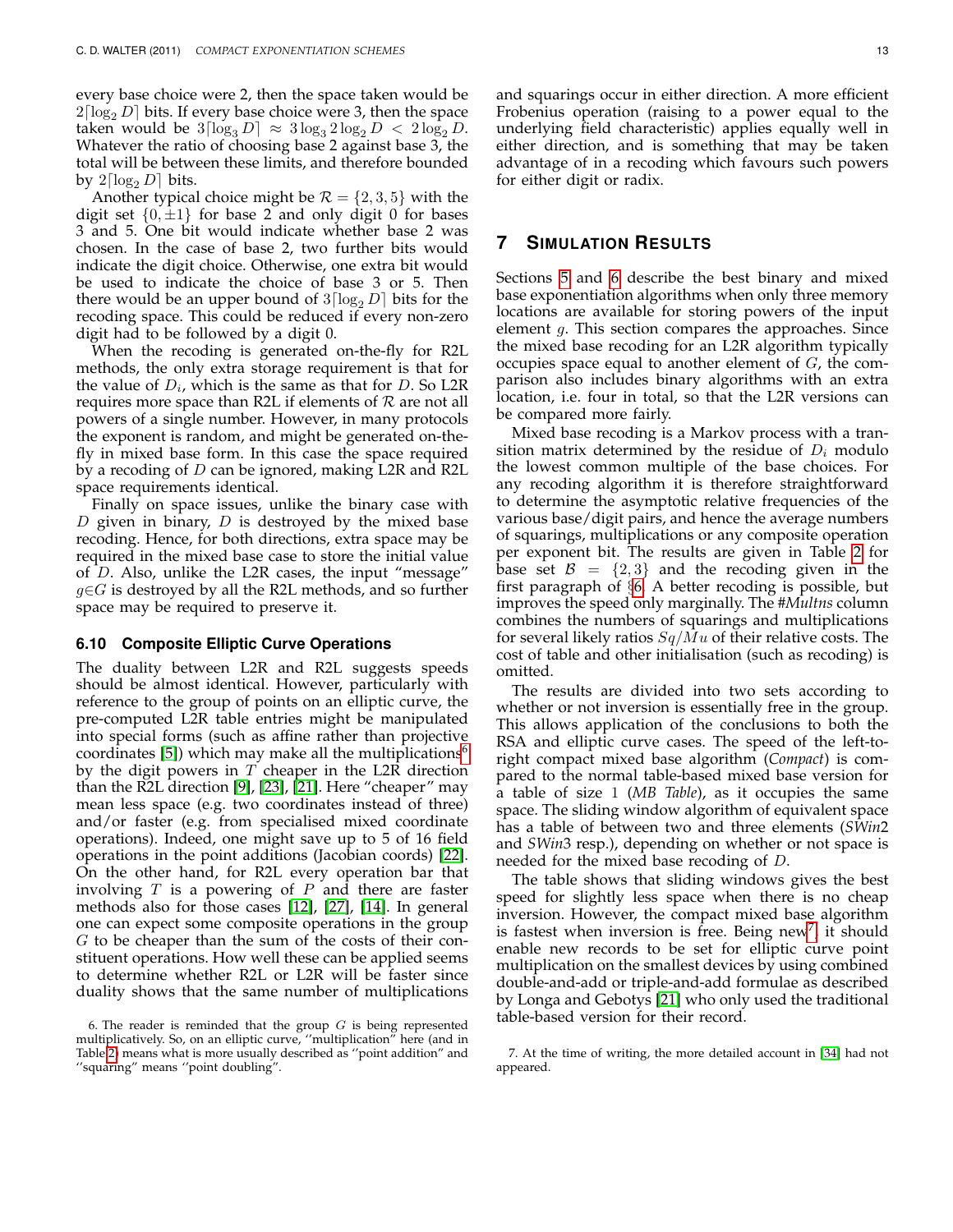every base choice were 2, then the space taken would be $2\lceil \log_2 D \rceil$ bits. If every base choice were 3, then the space taken would be $3\lceil \log_3 D \rceil \approx 3 \log_3 2 \log_2 D < 2 \log_2 D$. Whatever the ratio of choosing base 2 against base 3, the total will be between these limits, and therefore bounded by $2\lceil \log_2 D \rceil$ bits.

Another typical choice might be $\mathcal{R} = \{2, 3, 5\}$ with the digit set $\{0, \pm 1\}$ for base 2 and only digit 0 for bases 3 and 5. One bit would indicate whether base 2 was chosen. In the case of base 2, two further bits would indicate the digit choice. Otherwise, one extra bit would be used to indicate the choice of base 3 or 5. Then there would be an upper bound of $3\lceil \log_2 D \rceil$ bits for the recoding space. This could be reduced if every non-zero digit had to be followed by a digit 0.

When the recoding is generated on-the-fly for R2L methods, the only extra storage requirement is that for the value of $D_i$, which is the same as that for $D$. So L2R requires more space than R2L if elements of $\mathcal{R}$ are not all powers of a single number. However, in many protocols the exponent is random, and might be generated on-the-fly in mixed base form. In this case the space required by a recoding of $D$ can be ignored, making L2R and R2L space requirements identical.

Finally on space issues, unlike the binary case with $D$ given in binary, $D$ is destroyed by the mixed base recoding. Hence, for both directions, extra space may be required in the mixed base case to store the initial value of $D$. Also, unlike the L2R cases, the input "message" $g \in G$ is destroyed by all the R2L methods, and so further space may be required to preserve it.

### 6.10 Composite Elliptic Curve Operations

The duality between L2R and R2L suggests speeds should be almost identical. However, particularly with reference to the group of points on an elliptic curve, the pre-computed L2R table entries might be manipulated into special forms (such as affine rather than projective coordinates [5]) which may make all the multiplications[6] by the digit powers in $T$ cheaper in the L2R direction than the R2L direction [9], [23], [21]. Here "cheaper" may mean less space (e.g. two coordinates instead of three) and/or faster (e.g. from specialised mixed coordinate operations). Indeed, one might save up to 5 of 16 field operations in the point additions (Jacobian coords) [22]. On the other hand, for R2L every operation bar that involving $T$ is a powering of $P$ and there are faster methods also for those cases [12], [27], [14]. In general one can expect some composite operations in the group $G$ to be cheaper than the sum of the costs of their constituent operations. How well these can be applied seems to determine whether R2L or L2R will be faster since duality shows that the same number of multiplications and squarings occur in either direction. A more efficient Frobenius operation (raising to a power equal to the underlying field characteristic) applies equally well in either direction, and is something that may be taken advantage of in a recoding which favours such powers for either digit or radix.

6. The reader is reminded that the group $G$ is being represented multiplicatively. So, on an elliptic curve, "multiplication" here (and in Table 2) means what is more usually described as "point addition" and "squaring" means "point doubling".

## 7 Simulation Results

Sections 5 and 6 describe the best binary and mixed base exponentiation algorithms when only three memory locations are available for storing powers of the input element $g$. This section compares the approaches. Since the mixed base recoding for an L2R algorithm typically occupies space equal to another element of $G$, the comparison also includes binary algorithms with an extra location, i.e. four in total, so that the L2R versions can be compared more fairly.

Mixed base recoding is a Markov process with a transition matrix determined by the residue of $D_i$ modulo the lowest common multiple of the base choices. For any recoding algorithm it is therefore straightforward to determine the asymptotic relative frequencies of the various base/digit pairs, and hence the average numbers of squarings, multiplications or any composite operation per exponent bit. The results are given in Table 2 for base set $\mathcal{B} = \{2, 3\}$ and the recoding given in the first paragraph of §6. A better recoding is possible, but improves the speed only marginally. The *#Multns* column combines the numbers of squarings and multiplications for several likely ratios $Sq/Mu$ of their relative costs. The cost of table and other initialisation (such as recoding) is omitted.

The results are divided into two sets according to whether or not inversion is essentially free in the group. This allows application of the conclusions to both the RSA and elliptic curve cases. The speed of the left-to-right compact mixed base algorithm (*Compact*) is compared to the normal table-based mixed base version for a table of size 1 (*MB Table*), as it occupies the same space. The sliding window algorithm of equivalent space has a table of between two and three elements (*SWin*2 and *SWin*3 resp.), depending on whether or not space is needed for the mixed base recoding of $D$.

The table shows that sliding windows gives the best speed for slightly less space when there is no cheap inversion. However, the compact mixed base algorithm is fastest when inversion is free. Being new[7], it should enable new records to be set for elliptic curve point multiplication on the smallest devices by using combined double-and-add or triple-and-add formulae as described by Longa and Gebotys [21] who only used the traditional table-based version for their record.

7. At the time of writing, the more detailed account in [34] had not appeared.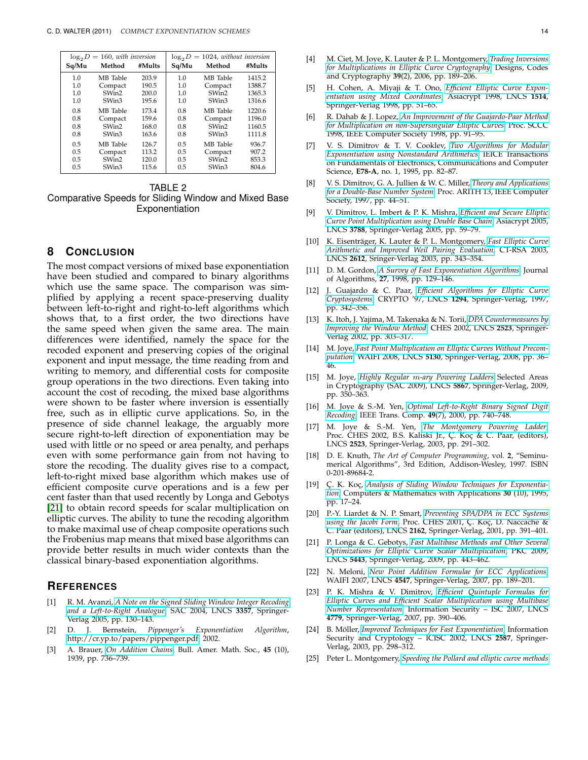| $\log_2 D = 160$, *with inversion* | | | $\log_2 D = 1024$, *without inversion* | | |
|---|---|---|---|---|---|
| **Sq/Mu** | **Method** | **#Mults** | **Sq/Mu** | **Method** | **#Mults** |
| 1.0 | MB Table | 203.9 | 1.0 | MB Table | 1415.2 |
| 1.0 | Compact | 190.5 | 1.0 | Compact | 1388.7 |
| 1.0 | SWin2 | 200.0 | 1.0 | SWin2 | 1365.3 |
| 1.0 | SWin3 | 195.6 | 1.0 | SWin3 | 1316.6 |
| 0.8 | MB Table | 173.4 | 0.8 | MB Table | 1220.6 |
| 0.8 | Compact | 159.6 | 0.8 | Compact | 1196.0 |
| 0.8 | SWin2 | 168.0 | 0.8 | SWin2 | 1160.5 |
| 0.8 | SWin3 | 163.6 | 0.8 | SWin3 | 1111.8 |
| 0.5 | MB Table | 126.7 | 0.5 | MB Table | 936.7 |
| 0.5 | Compact | 113.2 | 0.5 | Compact | 907.2 |
| 0.5 | SWin2 | 120.0 | 0.5 | SWin2 | 853.3 |
| 0.5 | SWin3 | 115.6 | 0.5 | SWin3 | 804.6 |

TABLE 2
Comparative Speeds for Sliding Window and Mixed Base Exponentiation

## 8 Conclusion

The most compact versions of mixed base exponentiation have been studied and compared to binary algorithms which use the same space. The comparison was simplified by applying a recent space-preserving duality between left-to-right and right-to-left algorithms which shows that, to a first order, the two directions have the same speed when given the same area. The main differences were identified, namely the space for the recoded exponent and preserving copies of the original exponent and input message, the time reading from and writing to memory, and differential costs for composite group operations in the two directions. Even taking into account the cost of recoding, the mixed base algorithms were shown to be faster where inversion is essentially free, such as in elliptic curve applications. So, in the presence of side channel leakage, the arguably more secure right-to-left direction of exponentiation may be used with little or no speed or area penalty, and perhaps even with some performance gain from not having to store the recoding. The duality gives rise to a compact, left-to-right mixed base algorithm which makes use of efficient composite curve operations and is a few per cent faster than that used recently by Longa and Gebotys [21] to obtain record speeds for scalar multiplication on elliptic curves. The ability to tune the recoding algorithm to make maximal use of cheap composite operations such the Frobenius map means that mixed base algorithms can provide better results in much wider contexts than the classical binary-based exponentiation algorithms.

## References

[1] R. M. Avanzi, *A Note on the Signed Sliding Window Integer Recoding and a Left-to-Right Analogue*, SAC 2004, LNCS **3357**, Springer-Verlag 2005, pp. 130–143.

[2] D. J. Bernstein, *Pippenger's Exponentiation Algorithm*, http://cr.yp.to/papers/pippenger.pdf, 2002.

[3] A. Brauer, *On Addition Chains*, Bull. Amer. Math. Soc., **45** (10), 1939, pp. 736–739.

[4] M. Ciet, M. Joye, K. Lauter & P. L. Montgomery, *Trading Inversions for Multiplications in Elliptic Curve Cryptography*, Designs, Codes and Cryptography **39**(2), 2006, pp. 189–206.

[5] H. Cohen, A. Miyaji & T. Ono, *Efficient Elliptic Curve Exponentiation using Mixed Coordinates*, Asiacrypt 1998, LNCS **1514**, Springer-Verlag 1998, pp. 51–65.

[6] R. Dahab & J. Lopez, *An Improvement of the Guajardo-Paar Method for Multiplication on non-Supersingular Elliptic Curves*, Proc. SCCC 1998, IEEE Computer Society 1998, pp. 91–95.

[7] V. S. Dimitrov & T. V. Cooklev, *Two Algorithms for Modular Exponentiation using Nonstandard Arithmetics*, IEICE Transactions on Fundamentals of Electronics, Communications and Computer Science, **E78-A**, no. 1, 1995, pp. 82–87.

[8] V. S. Dimitrov, G. A. Jullien & W. C. Miller, *Theory and Applications for a Double-Base Number System*, Proc. ARITH 13, IEEE Computer Society, 1997, pp. 44–51.

[9] V. Dimitrov, L. Imbert & P. K. Mishra, *Efficient and Secure Elliptic Curve Point Multiplication using Double Base Chain*, Asiacrypt 2005, LNCS **3788**, Springer-Verlag 2005, pp. 59–79.

[10] K. Eisenträger, K. Lauter & P. L. Montgomery, *Fast Elliptic Curve Arithmetic and Improved Weil Pairing Evaluation*, CT-RSA 2003, LNCS **2612**, Sringer-Verlag 2003, pp. 343–354.

[11] D. M. Gordon, *A Survey of Fast Exponentiation Algorithms*, Journal of Algorithms, **27**, 1998, pp. 129–146.

[12] J. Guajardo & C. Paar, *Efficient Algorithms for Elliptic Curve Cryptosystems*, CRYPTO '97, LNCS **1294**, Springer-Verlag, 1997, pp. 342–356.

[13] K. Itoh, J. Yajima, M. Takenaka & N. Torii, *DPA Countermeasures by Improving the Window Method*, CHES 2002, LNCS **2523**, Springer-Verlag 2002, pp. 303–317.

[14] M. Joye, *Fast Point Multiplication on Elliptic Curves Without Precomputation*, WAIFI 2008, LNCS **5130**, Springer-Verlag, 2008, pp. 36–46.

[15] M. Joye, *Highly Regular m-ary Powering Ladders* Selected Areas in Cryptography (SAC 2009), LNCS **5867**, Springer-Verlag, 2009, pp. 350–363.

[16] M. Joye & S.-M. Yen, *Optimal Left-to-Right Binary Signed Digit Recoding*, IEEE Trans. Comp. **49**(7), 2000, pp. 740–748.

[17] M. Joye & S.-M. Yen, *The Montgomery Powering Ladder*, Proc. CHES 2002, B.S. Kaliski Jr., Ç. Koç & C. Paar, (editors), LNCS **2523**, Springer-Verlag, 2003, pp. 291–302.

[18] D. E. Knuth, *The Art of Computer Programming*, vol. **2**, "Seminumerical Algorithms", 3rd Edition, Addison-Wesley, 1997. ISBN 0-201-89684-2.

[19] Ç. K. Koç, *Analysis of Sliding Window Techniques for Exponentiation*, Computers & Mathematics with Applications **30** (10), 1995, pp. 17–24.

[20] P.-Y. Liardet & N. P. Smart, *Preventing SPA/DPA in ECC Systems using the Jacobi Form*, Proc. CHES 2001, Ç. Koç, D. Naccache & C. Paar (editors), LNCS **2162**, Springer-Verlag, 2001, pp. 391–401.

[21] P. Longa & C. Gebotys, *Fast Multibase Methods and Other Several Optimizations for Elliptic Curve Scalar Multiplication*, PKC 2009, LNCS **5443**, Springer-Verlag, 2009, pp. 443–462.

[22] N. Meloni, *New Point Addition Formulae for ECC Applications*, WAIFI 2007, LNCS **4547**, Springer-Verlag, 2007, pp. 189–201.

[23] P. K. Mishra & V. Dimitrov, *Efficient Quintuple Formulas for Elliptic Curves and Efficient Scalar Multiplication using Multibase Number Representation*, Information Security – ISC 2007, LNCS **4779**, Springer-Verlag, 2007, pp. 390–406.

[24] B. Möller, *Improved Techniques for Fast Exponentiation*, Information Security and Cryptology – ICISC 2002, LNCS **2587**, Springer-Verlag, 2003, pp. 298–312.

[25] Peter L. Montgomery, *Speeding the Pollard and elliptic curve methods*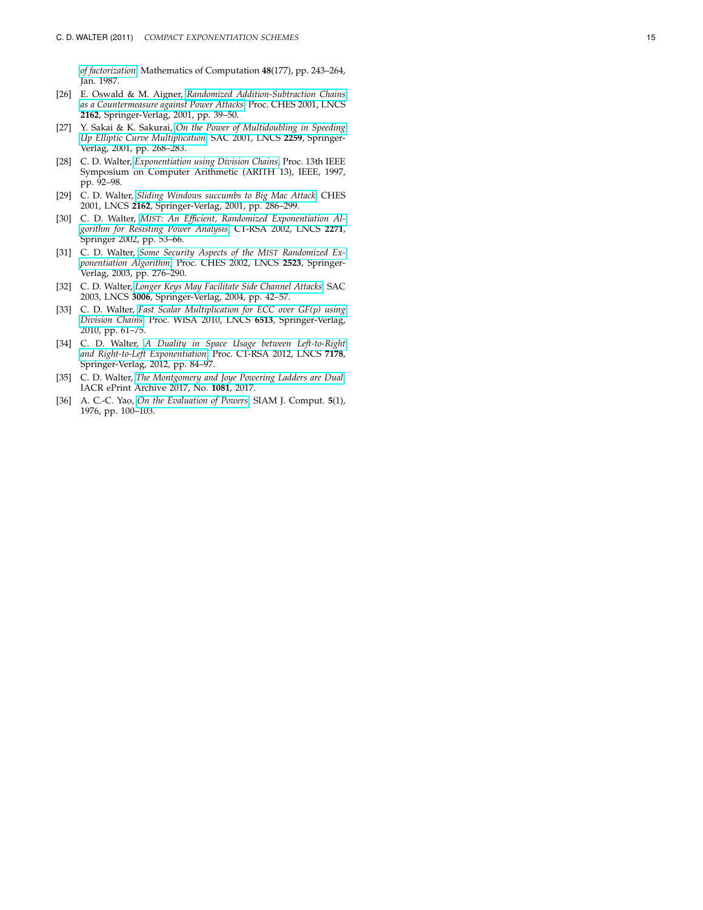*of factorization*, Mathematics of Computation **48**(177), pp. 243–264, Jan. 1987.

[26] E. Oswald & M. Aigner, *Randomized Addition-Subtraction Chains as a Countermeasure against Power Attacks*, Proc. CHES 2001, LNCS **2162**, Springer-Verlag, 2001, pp. 39–50.

[27] Y. Sakai & K. Sakurai, *On the Power of Multidoubling in Speeding Up Elliptic Curve Multiplication*, SAC 2001, LNCS **2259**, Springer-Verlag, 2001, pp. 268–283.

[28] C. D. Walter, *Exponentiation using Division Chains*, Proc. 13th IEEE Symposium on Computer Arithmetic (ARITH 13), IEEE, 1997, pp. 92–98.

[29] C. D. Walter, *Sliding Windows succumbs to Big Mac Attack*, CHES 2001, LNCS **2162**, Springer-Verlag, 2001, pp. 286–299.

[30] C. D. Walter, *MIST: An Efficient, Randomized Exponentiation Algorithm for Resisting Power Analysis*, CT-RSA 2002, LNCS **2271**, Springer 2002, pp. 53–66.

[31] C. D. Walter, *Some Security Aspects of the MIST Randomized Exponentiation Algorithm*, Proc. CHES 2002, LNCS **2523**, Springer-Verlag, 2003, pp. 276–290.

[32] C. D. Walter, *Longer Keys May Facilitate Side Channel Attacks*, SAC 2003, LNCS **3006**, Springer-Verlag, 2004, pp. 42–57.

[33] C. D. Walter, *Fast Scalar Multiplication for ECC over GF(p) using Division Chains*, Proc. WISA 2010, LNCS **6513**, Springer-Verlag, 2010, pp. 61–75.

[34] C. D. Walter, *A Duality in Space Usage between Left-to-Right and Right-to-Left Exponentiation*, Proc. CT-RSA 2012, LNCS **7178**, Springer-Verlag, 2012, pp. 84–97.

[35] C. D. Walter, *The Montgomery and Joye Powering Ladders are Dual*, IACR ePrint Archive 2017, No. **1081**, 2017.

[36] A. C.-C. Yao, *On the Evaluation of Powers*, SIAM J. Comput. **5**(1), 1976, pp. 100–103.